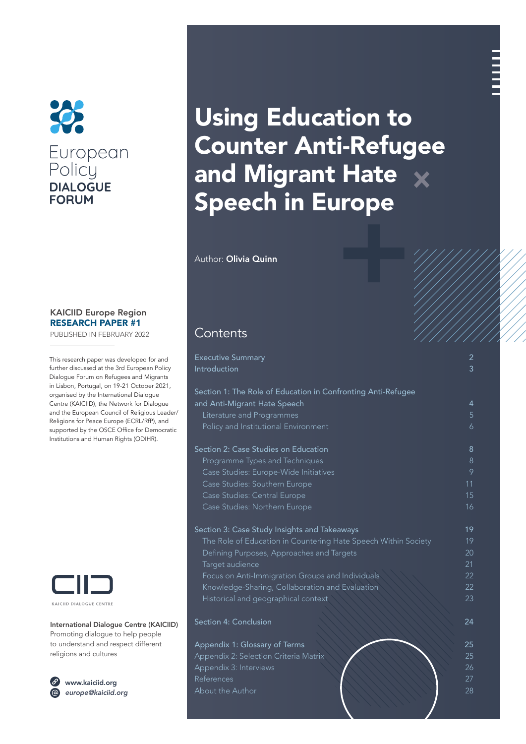European Policy **DIALOGUE FORUM**

# Using Education to Counter Anti-Refugee and Migrant Hate Speech in Europe

Author: **Olivia Quinn**

**KAICIID Europe Region**
**RESEARCH PAPER #1**
PUBLISHED IN FEBRUARY 2022

This research paper was developed for and further discussed at the 3rd European Policy Dialogue Forum on Refugees and Migrants in Lisbon, Portugal, on 19-21 October 2021, organised by the International Dialogue Centre (KAICIID), the Network for Dialogue and the European Council of Religious Leaders/Religions for Peace Europe (ECRL/RfP), and supported by the OSCE Office for Democratic Institutions and Human Rights (ODIHR).

## Contents

| | |
|---|---|
| Executive Summary | 2 |
| Introduction | 3 |
| Section 1: The Role of Education in Confronting Anti-Refugee and Anti-Migrant Hate Speech | 4 |
| Literature and Programmes | 5 |
| Policy and Institutional Environment | 6 |
| Section 2: Case Studies on Education | 8 |
| Programme Types and Techniques | 8 |
| Case Studies: Europe-Wide Initiatives | 9 |
| Case Studies: Southern Europe | 11 |
| Case Studies: Central Europe | 15 |
| Case Studies: Northern Europe | 16 |
| Section 3: Case Study Insights and Takeaways | 19 |
| The Role of Education in Countering Hate Speech Within Society | 19 |
| Defining Purposes, Approaches and Targets | 20 |
| Target audience | 21 |
| Focus on Anti-Immigration Groups and Individuals | 22 |
| Knowledge-Sharing, Collaboration and Evaluation | 22 |
| Historical and geographical context | 23 |
| Section 4: Conclusion | 24 |
| Appendix 1: Glossary of Terms | 25 |
| Appendix 2: Selection Criteria Matrix | 25 |
| Appendix 3: Interviews | 26 |
| References | 27 |
| About the Author | 28 |

KAICIID DIALOGUE CENTRE

**International Dialogue Centre (KAICIID)**
Promoting dialogue to help people to understand and respect different religions and cultures

www.kaiciid.org
*europe@kaiciid.org*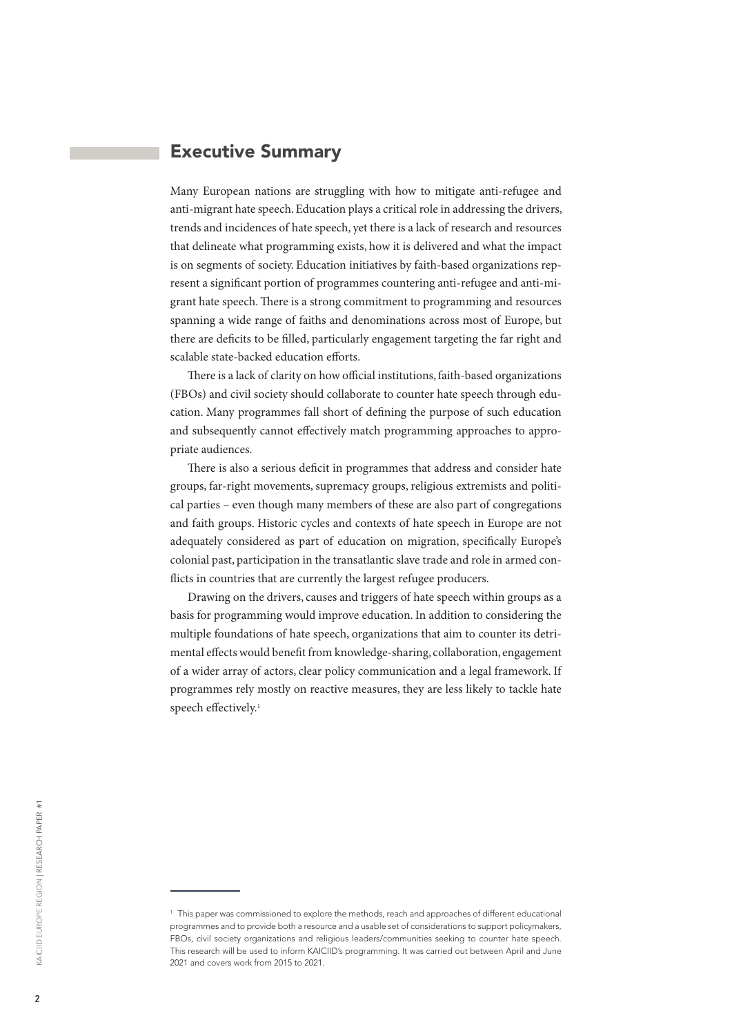## Executive Summary

Many European nations are struggling with how to mitigate anti-refugee and anti-migrant hate speech. Education plays a critical role in addressing the drivers, trends and incidences of hate speech, yet there is a lack of research and resources that delineate what programming exists, how it is delivered and what the impact is on segments of society. Education initiatives by faith-based organizations represent a significant portion of programmes countering anti-refugee and anti-migrant hate speech. There is a strong commitment to programming and resources spanning a wide range of faiths and denominations across most of Europe, but there are deficits to be filled, particularly engagement targeting the far right and scalable state-backed education efforts.

There is a lack of clarity on how official institutions, faith-based organizations (FBOs) and civil society should collaborate to counter hate speech through education. Many programmes fall short of defining the purpose of such education and subsequently cannot effectively match programming approaches to appropriate audiences.

There is also a serious deficit in programmes that address and consider hate groups, far-right movements, supremacy groups, religious extremists and political parties – even though many members of these are also part of congregations and faith groups. Historic cycles and contexts of hate speech in Europe are not adequately considered as part of education on migration, specifically Europe's colonial past, participation in the transatlantic slave trade and role in armed conflicts in countries that are currently the largest refugee producers.

Drawing on the drivers, causes and triggers of hate speech within groups as a basis for programming would improve education. In addition to considering the multiple foundations of hate speech, organizations that aim to counter its detrimental effects would benefit from knowledge-sharing, collaboration, engagement of a wider array of actors, clear policy communication and a legal framework. If programmes rely mostly on reactive measures, they are less likely to tackle hate speech effectively.[1]

---

[1] This paper was commissioned to explore the methods, reach and approaches of different educational programmes and to provide both a resource and a usable set of considerations to support policymakers, FBOs, civil society organizations and religious leaders/communities seeking to counter hate speech. This research will be used to inform KAICIID's programming. It was carried out between April and June 2021 and covers work from 2015 to 2021.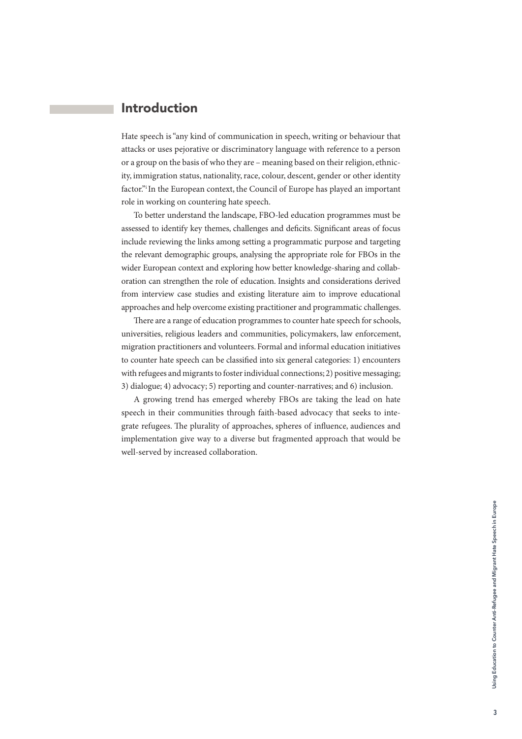## Introduction

Hate speech is "any kind of communication in speech, writing or behaviour that attacks or uses pejorative or discriminatory language with reference to a person or a group on the basis of who they are – meaning based on their religion, ethnicity, immigration status, nationality, race, colour, descent, gender or other identity factor."[i] In the European context, the Council of Europe has played an important role in working on countering hate speech.

To better understand the landscape, FBO-led education programmes must be assessed to identify key themes, challenges and deficits. Significant areas of focus include reviewing the links among setting a programmatic purpose and targeting the relevant demographic groups, analysing the appropriate role for FBOs in the wider European context and exploring how better knowledge-sharing and collaboration can strengthen the role of education. Insights and considerations derived from interview case studies and existing literature aim to improve educational approaches and help overcome existing practitioner and programmatic challenges.

There are a range of education programmes to counter hate speech for schools, universities, religious leaders and communities, policymakers, law enforcement, migration practitioners and volunteers. Formal and informal education initiatives to counter hate speech can be classified into six general categories: 1) encounters with refugees and migrants to foster individual connections; 2) positive messaging; 3) dialogue; 4) advocacy; 5) reporting and counter-narratives; and 6) inclusion.

A growing trend has emerged whereby FBOs are taking the lead on hate speech in their communities through faith-based advocacy that seeks to integrate refugees. The plurality of approaches, spheres of influence, audiences and implementation give way to a diverse but fragmented approach that would be well-served by increased collaboration.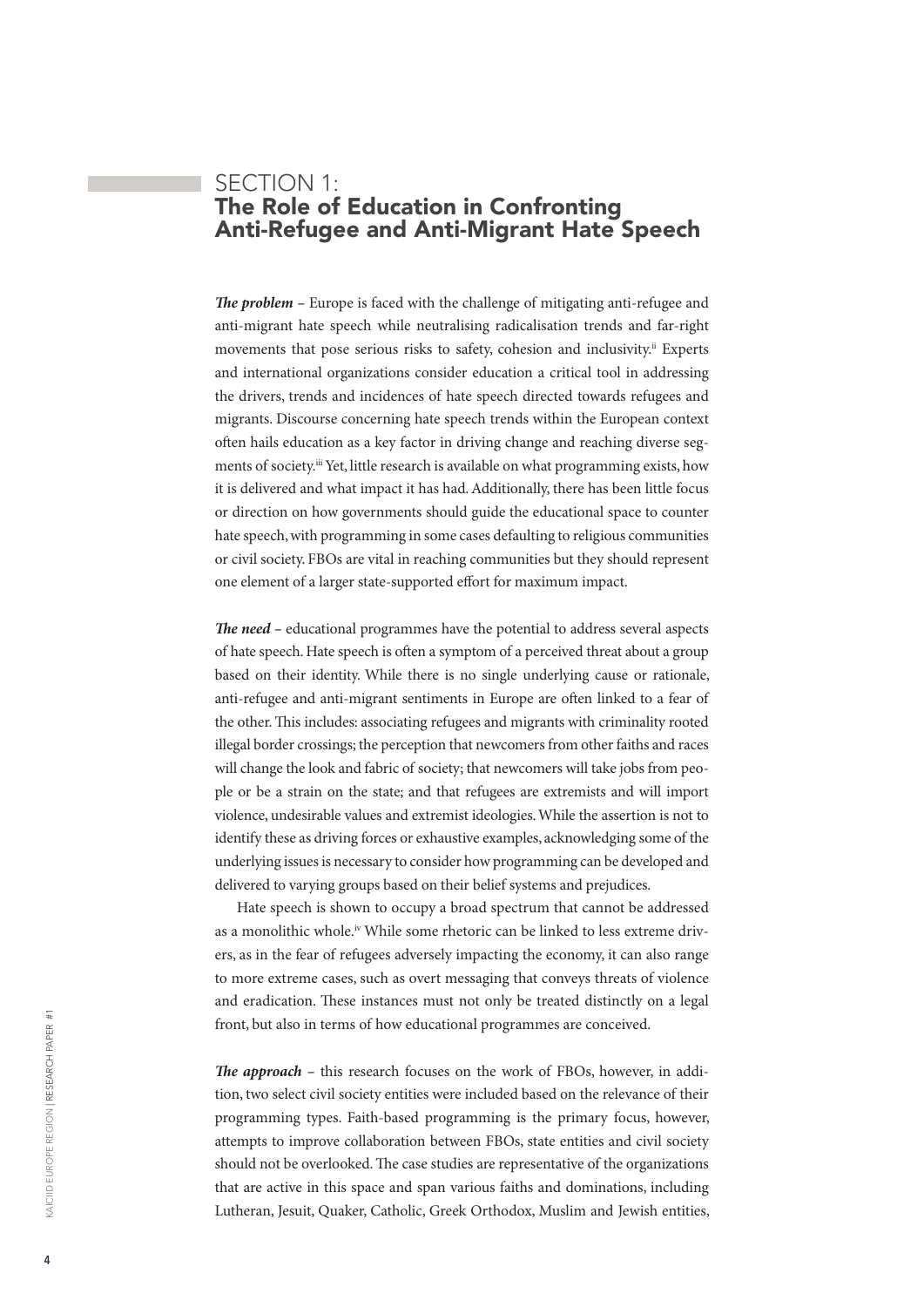## SECTION 1:
## The Role of Education in Confronting Anti-Refugee and Anti-Migrant Hate Speech

***The problem*** – Europe is faced with the challenge of mitigating anti-refugee and anti-migrant hate speech while neutralising radicalisation trends and far-right movements that pose serious risks to safety, cohesion and inclusivity.[ii] Experts and international organizations consider education a critical tool in addressing the drivers, trends and incidences of hate speech directed towards refugees and migrants. Discourse concerning hate speech trends within the European context often hails education as a key factor in driving change and reaching diverse segments of society.[iii] Yet, little research is available on what programming exists, how it is delivered and what impact it has had. Additionally, there has been little focus or direction on how governments should guide the educational space to counter hate speech, with programming in some cases defaulting to religious communities or civil society. FBOs are vital in reaching communities but they should represent one element of a larger state-supported effort for maximum impact.

***The need*** – educational programmes have the potential to address several aspects of hate speech. Hate speech is often a symptom of a perceived threat about a group based on their identity. While there is no single underlying cause or rationale, anti-refugee and anti-migrant sentiments in Europe are often linked to a fear of the other. This includes: associating refugees and migrants with criminality rooted illegal border crossings; the perception that newcomers from other faiths and races will change the look and fabric of society; that newcomers will take jobs from people or be a strain on the state; and that refugees are extremists and will import violence, undesirable values and extremist ideologies. While the assertion is not to identify these as driving forces or exhaustive examples, acknowledging some of the underlying issues is necessary to consider how programming can be developed and delivered to varying groups based on their belief systems and prejudices.

Hate speech is shown to occupy a broad spectrum that cannot be addressed as a monolithic whole.[iv] While some rhetoric can be linked to less extreme drivers, as in the fear of refugees adversely impacting the economy, it can also range to more extreme cases, such as overt messaging that conveys threats of violence and eradication. These instances must not only be treated distinctly on a legal front, but also in terms of how educational programmes are conceived.

***The approach*** – this research focuses on the work of FBOs, however, in addition, two select civil society entities were included based on the relevance of their programming types. Faith-based programming is the primary focus, however, attempts to improve collaboration between FBOs, state entities and civil society should not be overlooked. The case studies are representative of the organizations that are active in this space and span various faiths and dominations, including Lutheran, Jesuit, Quaker, Catholic, Greek Orthodox, Muslim and Jewish entities,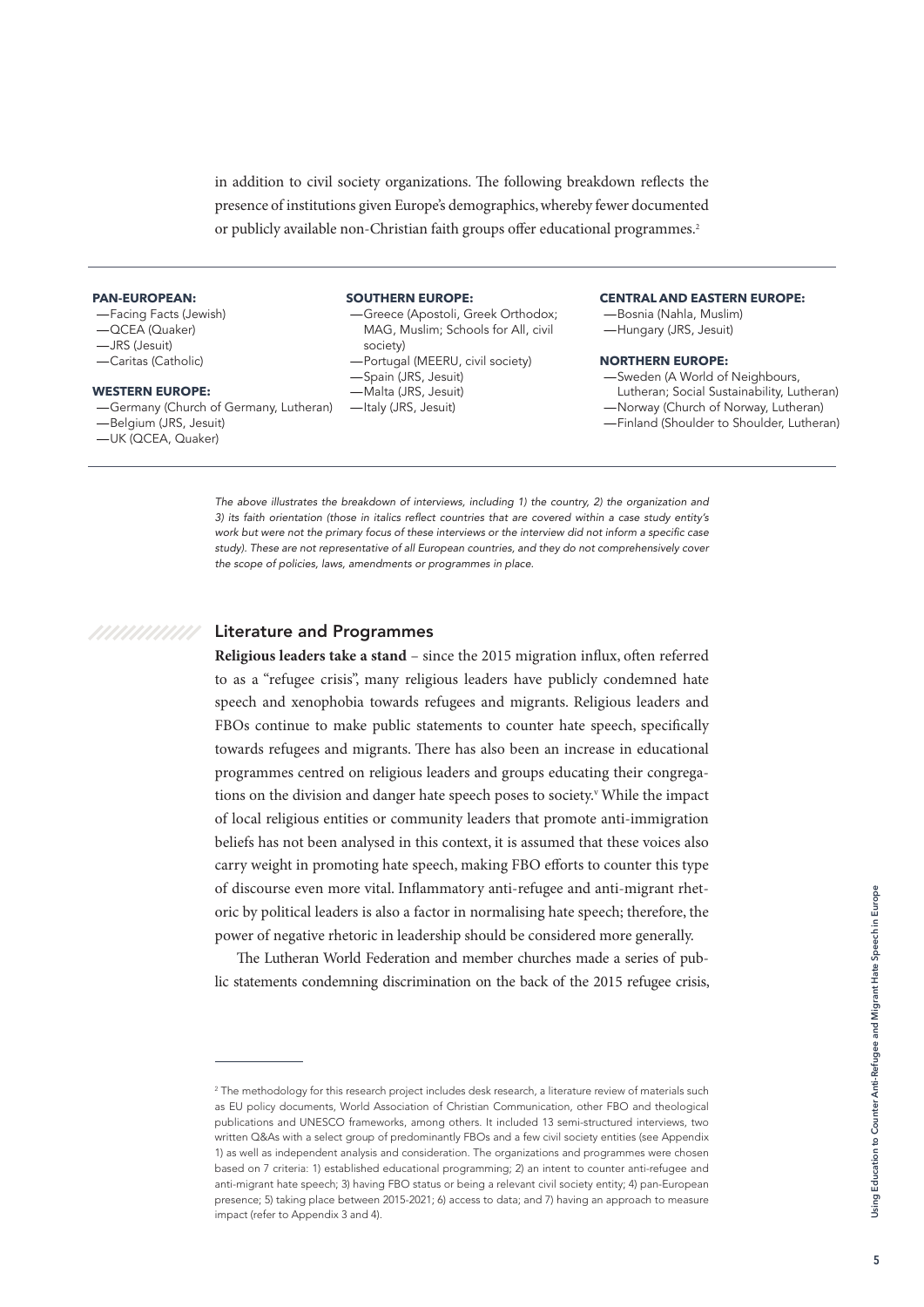in addition to civil society organizations. The following breakdown reflects the presence of institutions given Europe's demographics, whereby fewer documented or publicly available non-Christian faith groups offer educational programmes.[2]

**PAN-EUROPEAN:**
- Facing Facts (Jewish)
- QCEA (Quaker)
- JRS (Jesuit)
- Caritas (Catholic)

**WESTERN EUROPE:**
- Germany (Church of Germany, Lutheran)
- Belgium (JRS, Jesuit)
- UK (QCEA, Quaker)

**SOUTHERN EUROPE:**
- Greece (Apostoli, Greek Orthodox; MAG, Muslim; Schools for All, civil society)
- Portugal (MEERU, civil society)
- Spain (JRS, Jesuit)
- Malta (JRS, Jesuit)
- Italy (JRS, Jesuit)

**CENTRAL AND EASTERN EUROPE:**
- Bosnia (Nahla, Muslim)
- Hungary (JRS, Jesuit)

**NORTHERN EUROPE:**
- Sweden (A World of Neighbours, Lutheran; Social Sustainability, Lutheran)
- Norway (Church of Norway, Lutheran)
- Finland (Shoulder to Shoulder, Lutheran)

*The above illustrates the breakdown of interviews, including 1) the country, 2) the organization and 3) its faith orientation (those in italics reflect countries that are covered within a case study entity's work but were not the primary focus of these interviews or the interview did not inform a specific case study). These are not representative of all European countries, and they do not comprehensively cover the scope of policies, laws, amendments or programmes in place.*

## Literature and Programmes

**Religious leaders take a stand** – since the 2015 migration influx, often referred to as a "refugee crisis", many religious leaders have publicly condemned hate speech and xenophobia towards refugees and migrants. Religious leaders and FBOs continue to make public statements to counter hate speech, specifically towards refugees and migrants. There has also been an increase in educational programmes centred on religious leaders and groups educating their congregations on the division and danger hate speech poses to society.[v] While the impact of local religious entities or community leaders that promote anti-immigration beliefs has not been analysed in this context, it is assumed that these voices also carry weight in promoting hate speech, making FBO efforts to counter this type of discourse even more vital. Inflammatory anti-refugee and anti-migrant rhetoric by political leaders is also a factor in normalising hate speech; therefore, the power of negative rhetoric in leadership should be considered more generally.

The Lutheran World Federation and member churches made a series of public statements condemning discrimination on the back of the 2015 refugee crisis,

---

[2] The methodology for this research project includes desk research, a literature review of materials such as EU policy documents, World Association of Christian Communication, other FBO and theological publications and UNESCO frameworks, among others. It included 13 semi-structured interviews, two written Q&As with a select group of predominantly FBOs and a few civil society entities (see Appendix 1) as well as independent analysis and consideration. The organizations and programmes were chosen based on 7 criteria: 1) established educational programming; 2) an intent to counter anti-refugee and anti-migrant hate speech; 3) having FBO status or being a relevant civil society entity; 4) pan-European presence; 5) taking place between 2015-2021; 6) access to data; and 7) having an approach to measure impact (refer to Appendix 3 and 4).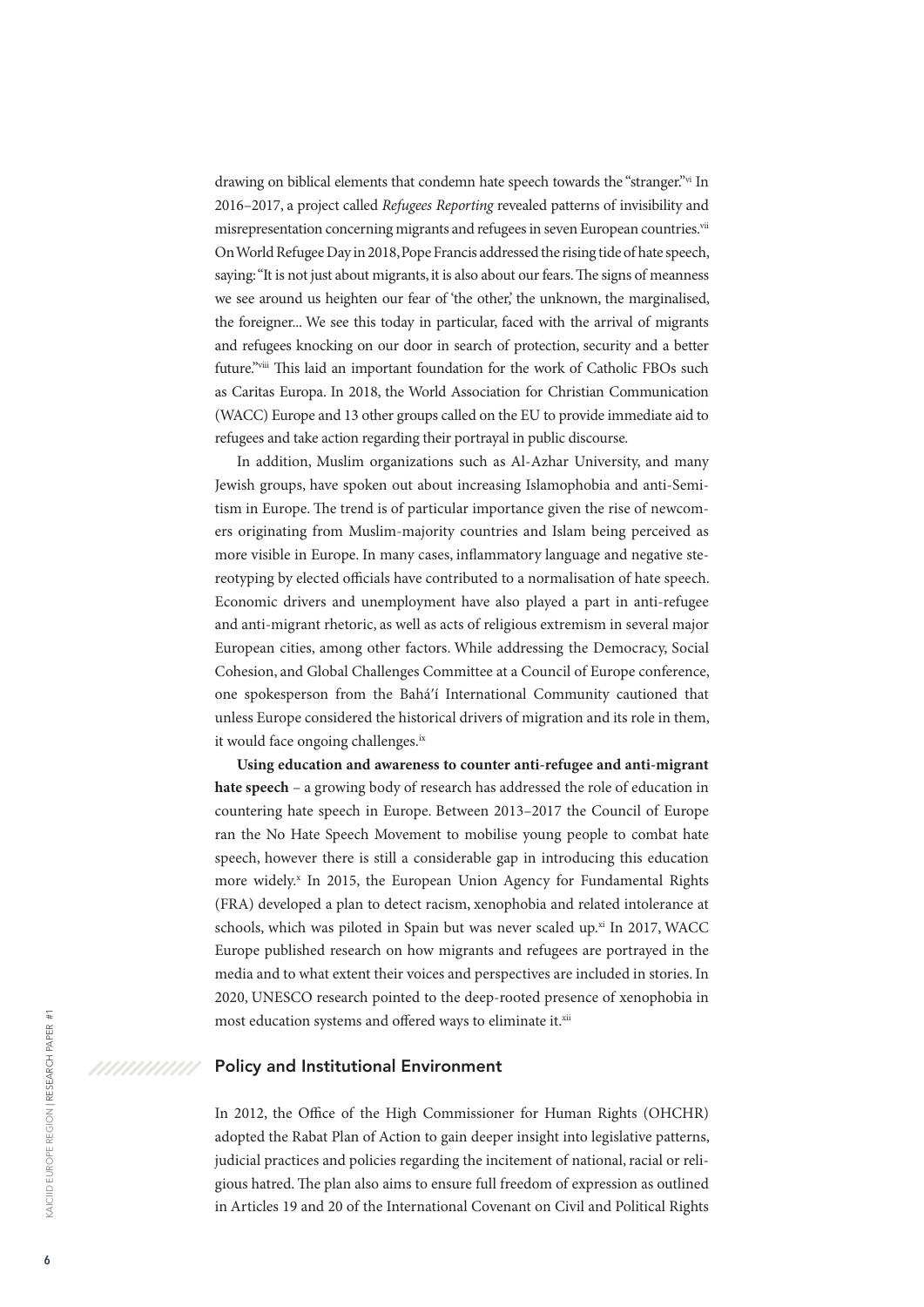drawing on biblical elements that condemn hate speech towards the "stranger."[vi] In 2016–2017, a project called *Refugees Reporting* revealed patterns of invisibility and misrepresentation concerning migrants and refugees in seven European countries.[vii] On World Refugee Day in 2018, Pope Francis addressed the rising tide of hate speech, saying: "It is not just about migrants, it is also about our fears. The signs of meanness we see around us heighten our fear of 'the other,' the unknown, the marginalised, the foreigner... We see this today in particular, faced with the arrival of migrants and refugees knocking on our door in search of protection, security and a better future."[viii] This laid an important foundation for the work of Catholic FBOs such as Caritas Europa. In 2018, the World Association for Christian Communication (WACC) Europe and 13 other groups called on the EU to provide immediate aid to refugees and take action regarding their portrayal in public discourse.

In addition, Muslim organizations such as Al-Azhar University, and many Jewish groups, have spoken out about increasing Islamophobia and anti-Semitism in Europe. The trend is of particular importance given the rise of newcomers originating from Muslim-majority countries and Islam being perceived as more visible in Europe. In many cases, inflammatory language and negative stereotyping by elected officials have contributed to a normalisation of hate speech. Economic drivers and unemployment have also played a part in anti-refugee and anti-migrant rhetoric, as well as acts of religious extremism in several major European cities, among other factors. While addressing the Democracy, Social Cohesion, and Global Challenges Committee at a Council of Europe conference, one spokesperson from the Bahá'í International Community cautioned that unless Europe considered the historical drivers of migration and its role in them, it would face ongoing challenges.[ix]

**Using education and awareness to counter anti-refugee and anti-migrant hate speech** – a growing body of research has addressed the role of education in countering hate speech in Europe. Between 2013–2017 the Council of Europe ran the No Hate Speech Movement to mobilise young people to combat hate speech, however there is still a considerable gap in introducing this education more widely.[x] In 2015, the European Union Agency for Fundamental Rights (FRA) developed a plan to detect racism, xenophobia and related intolerance at schools, which was piloted in Spain but was never scaled up.[xi] In 2017, WACC Europe published research on how migrants and refugees are portrayed in the media and to what extent their voices and perspectives are included in stories. In 2020, UNESCO research pointed to the deep-rooted presence of xenophobia in most education systems and offered ways to eliminate it.[xii]

## Policy and Institutional Environment

In 2012, the Office of the High Commissioner for Human Rights (OHCHR) adopted the Rabat Plan of Action to gain deeper insight into legislative patterns, judicial practices and policies regarding the incitement of national, racial or religious hatred. The plan also aims to ensure full freedom of expression as outlined in Articles 19 and 20 of the International Covenant on Civil and Political Rights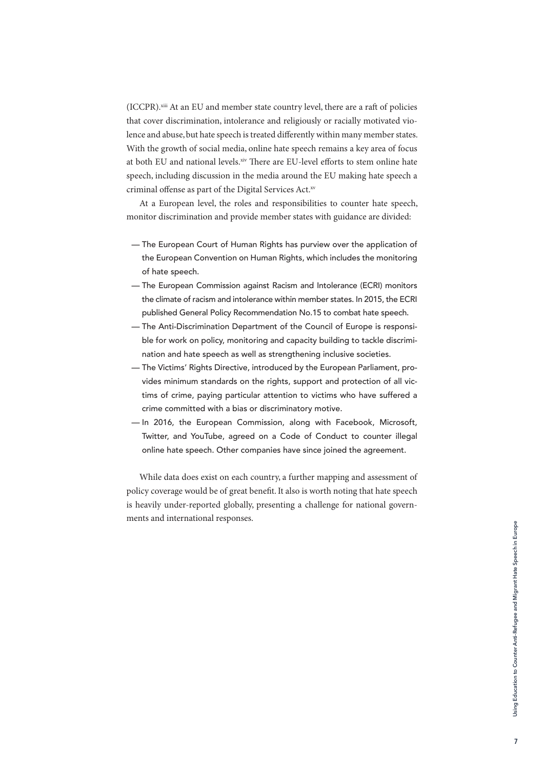(ICCPR).[xiii] At an EU and member state country level, there are a raft of policies that cover discrimination, intolerance and religiously or racially motivated violence and abuse, but hate speech is treated differently within many member states. With the growth of social media, online hate speech remains a key area of focus at both EU and national levels.[xiv] There are EU-level efforts to stem online hate speech, including discussion in the media around the EU making hate speech a criminal offense as part of the Digital Services Act.[xv]

At a European level, the roles and responsibilities to counter hate speech, monitor discrimination and provide member states with guidance are divided:

- The European Court of Human Rights has purview over the application of the European Convention on Human Rights, which includes the monitoring of hate speech.
- The European Commission against Racism and Intolerance (ECRI) monitors the climate of racism and intolerance within member states. In 2015, the ECRI published General Policy Recommendation No.15 to combat hate speech.
- The Anti-Discrimination Department of the Council of Europe is responsible for work on policy, monitoring and capacity building to tackle discrimination and hate speech as well as strengthening inclusive societies.
- The Victims' Rights Directive, introduced by the European Parliament, provides minimum standards on the rights, support and protection of all victims of crime, paying particular attention to victims who have suffered a crime committed with a bias or discriminatory motive.
- In 2016, the European Commission, along with Facebook, Microsoft, Twitter, and YouTube, agreed on a Code of Conduct to counter illegal online hate speech. Other companies have since joined the agreement.

While data does exist on each country, a further mapping and assessment of policy coverage would be of great benefit. It also is worth noting that hate speech is heavily under-reported globally, presenting a challenge for national governments and international responses.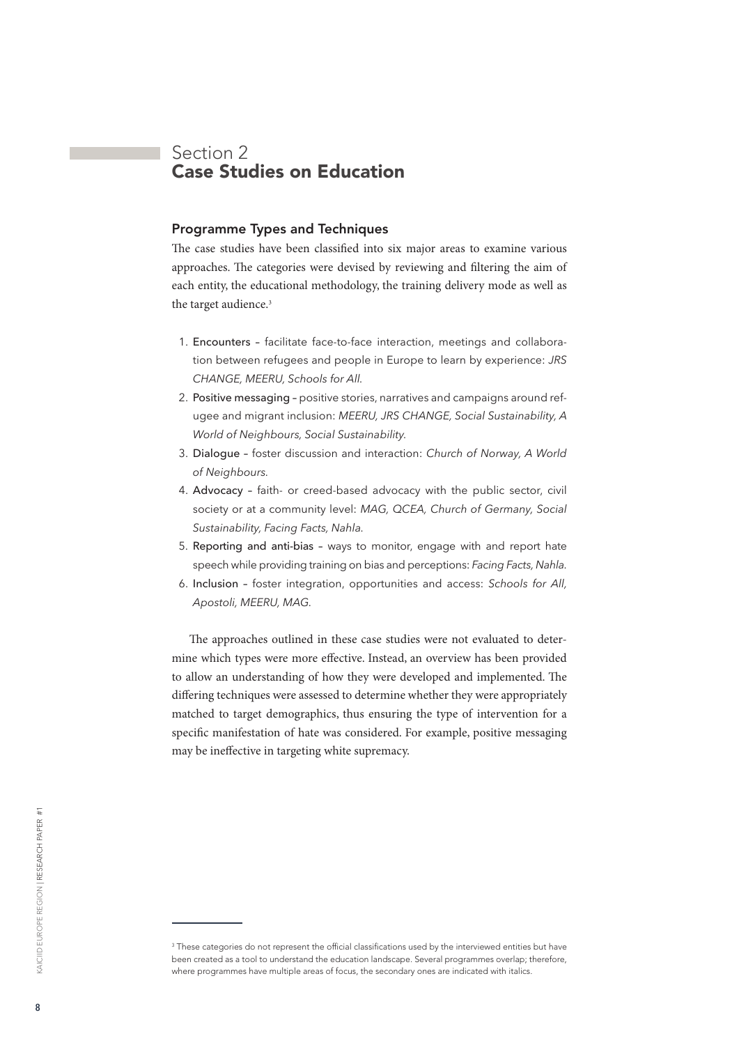# Section 2
# Case Studies on Education

## Programme Types and Techniques

The case studies have been classified into six major areas to examine various approaches. The categories were devised by reviewing and filtering the aim of each entity, the educational methodology, the training delivery mode as well as the target audience.[3]

1. Encounters – facilitate face-to-face interaction, meetings and collaboration between refugees and people in Europe to learn by experience: *JRS CHANGE, MEERU, Schools for All.*
2. Positive messaging – positive stories, narratives and campaigns around refugee and migrant inclusion: *MEERU, JRS CHANGE, Social Sustainability, A World of Neighbours, Social Sustainability.*
3. Dialogue – foster discussion and interaction: *Church of Norway, A World of Neighbours.*
4. Advocacy – faith- or creed-based advocacy with the public sector, civil society or at a community level: *MAG, QCEA, Church of Germany, Social Sustainability, Facing Facts, Nahla.*
5. Reporting and anti-bias – ways to monitor, engage with and report hate speech while providing training on bias and perceptions: *Facing Facts, Nahla.*
6. Inclusion – foster integration, opportunities and access: *Schools for All, Apostoli, MEERU, MAG.*

The approaches outlined in these case studies were not evaluated to determine which types were more effective. Instead, an overview has been provided to allow an understanding of how they were developed and implemented. The differing techniques were assessed to determine whether they were appropriately matched to target demographics, thus ensuring the type of intervention for a specific manifestation of hate was considered. For example, positive messaging may be ineffective in targeting white supremacy.

---

[3] These categories do not represent the official classifications used by the interviewed entities but have been created as a tool to understand the education landscape. Several programmes overlap; therefore, where programmes have multiple areas of focus, the secondary ones are indicated with italics.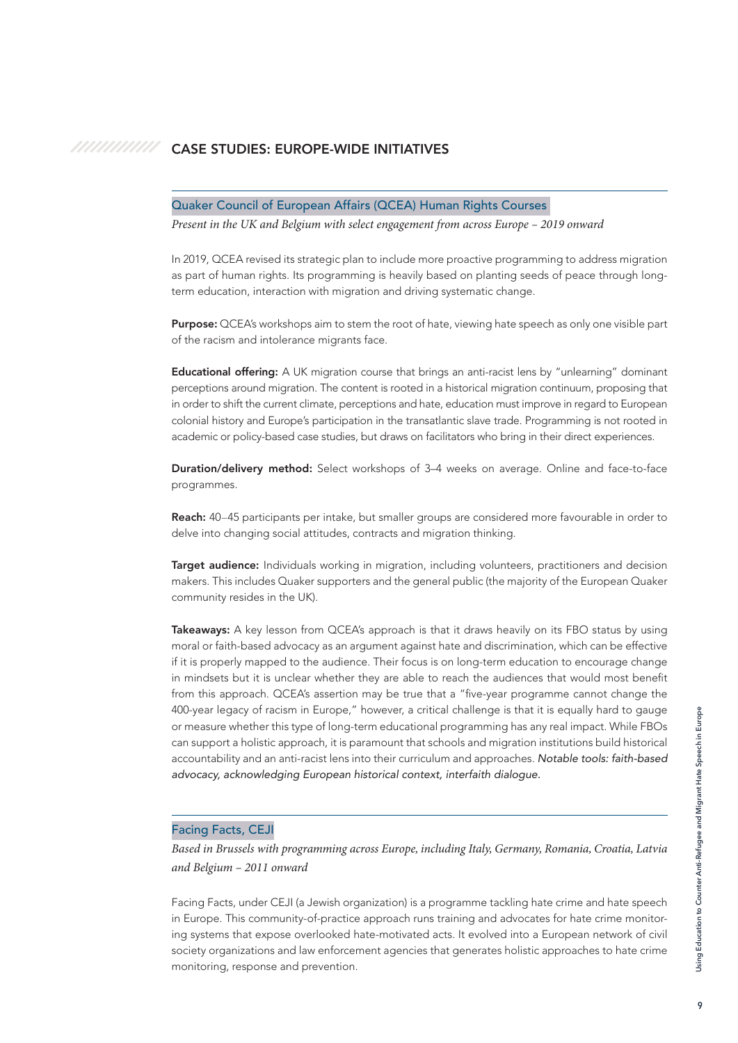## CASE STUDIES: EUROPE-WIDE INITIATIVES

### Quaker Council of European Affairs (QCEA) Human Rights Courses

*Present in the UK and Belgium with select engagement from across Europe – 2019 onward*

In 2019, QCEA revised its strategic plan to include more proactive programming to address migration as part of human rights. Its programming is heavily based on planting seeds of peace through long-term education, interaction with migration and driving systematic change.

**Purpose:** QCEA's workshops aim to stem the root of hate, viewing hate speech as only one visible part of the racism and intolerance migrants face.

**Educational offering:** A UK migration course that brings an anti-racist lens by "unlearning" dominant perceptions around migration. The content is rooted in a historical migration continuum, proposing that in order to shift the current climate, perceptions and hate, education must improve in regard to European colonial history and Europe's participation in the transatlantic slave trade. Programming is not rooted in academic or policy-based case studies, but draws on facilitators who bring in their direct experiences.

**Duration/delivery method:** Select workshops of 3–4 weeks on average. Online and face-to-face programmes.

**Reach:** 40–45 participants per intake, but smaller groups are considered more favourable in order to delve into changing social attitudes, contracts and migration thinking.

**Target audience:** Individuals working in migration, including volunteers, practitioners and decision makers. This includes Quaker supporters and the general public (the majority of the European Quaker community resides in the UK).

**Takeaways:** A key lesson from QCEA's approach is that it draws heavily on its FBO status by using moral or faith-based advocacy as an argument against hate and discrimination, which can be effective if it is properly mapped to the audience. Their focus is on long-term education to encourage change in mindsets but it is unclear whether they are able to reach the audiences that would most benefit from this approach. QCEA's assertion may be true that a "five-year programme cannot change the 400-year legacy of racism in Europe," however, a critical challenge is that it is equally hard to gauge or measure whether this type of long-term educational programming has any real impact. While FBOs can support a holistic approach, it is paramount that schools and migration institutions build historical accountability and an anti-racist lens into their curriculum and approaches. *Notable tools: faith-based advocacy, acknowledging European historical context, interfaith dialogue.*

### Facing Facts, CEJI

*Based in Brussels with programming across Europe, including Italy, Germany, Romania, Croatia, Latvia and Belgium – 2011 onward*

Facing Facts, under CEJI (a Jewish organization) is a programme tackling hate crime and hate speech in Europe. This community-of-practice approach runs training and advocates for hate crime monitoring systems that expose overlooked hate-motivated acts. It evolved into a European network of civil society organizations and law enforcement agencies that generates holistic approaches to hate crime monitoring, response and prevention.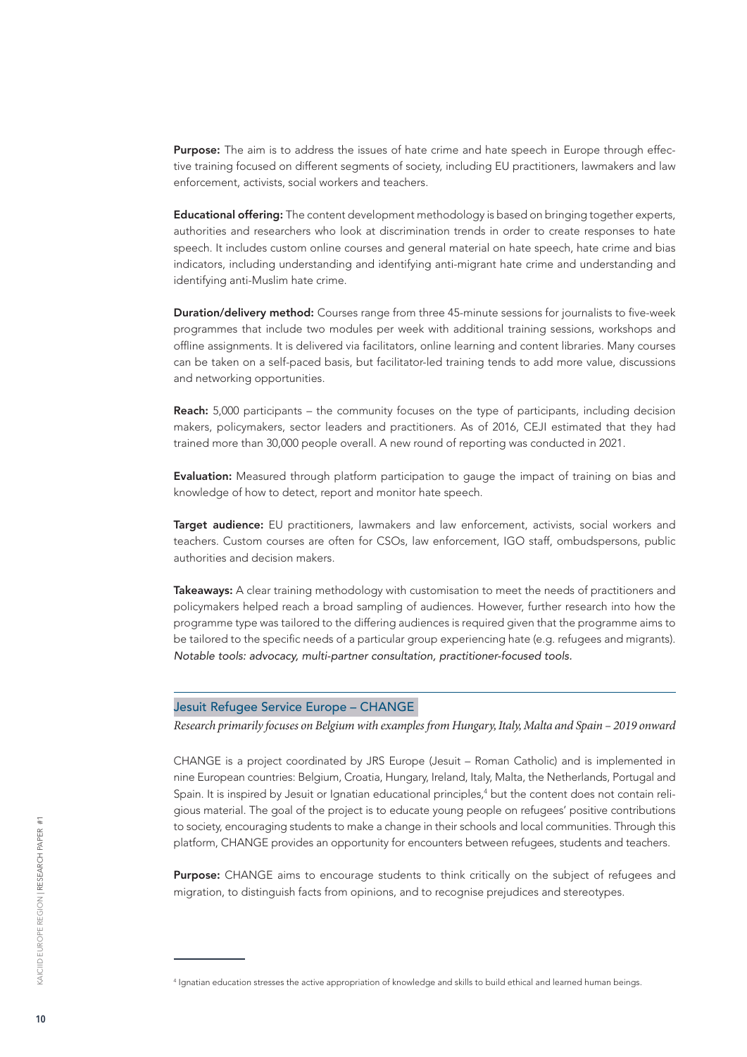**Purpose:** The aim is to address the issues of hate crime and hate speech in Europe through effective training focused on different segments of society, including EU practitioners, lawmakers and law enforcement, activists, social workers and teachers.

**Educational offering:** The content development methodology is based on bringing together experts, authorities and researchers who look at discrimination trends in order to create responses to hate speech. It includes custom online courses and general material on hate speech, hate crime and bias indicators, including understanding and identifying anti-migrant hate crime and understanding and identifying anti-Muslim hate crime.

**Duration/delivery method:** Courses range from three 45-minute sessions for journalists to five-week programmes that include two modules per week with additional training sessions, workshops and offline assignments. It is delivered via facilitators, online learning and content libraries. Many courses can be taken on a self-paced basis, but facilitator-led training tends to add more value, discussions and networking opportunities.

**Reach:** 5,000 participants – the community focuses on the type of participants, including decision makers, policymakers, sector leaders and practitioners. As of 2016, CEJI estimated that they had trained more than 30,000 people overall. A new round of reporting was conducted in 2021.

**Evaluation:** Measured through platform participation to gauge the impact of training on bias and knowledge of how to detect, report and monitor hate speech.

**Target audience:** EU practitioners, lawmakers and law enforcement, activists, social workers and teachers. Custom courses are often for CSOs, law enforcement, IGO staff, ombudspersons, public authorities and decision makers.

**Takeaways:** A clear training methodology with customisation to meet the needs of practitioners and policymakers helped reach a broad sampling of audiences. However, further research into how the programme type was tailored to the differing audiences is required given that the programme aims to be tailored to the specific needs of a particular group experiencing hate (e.g. refugees and migrants). *Notable tools: advocacy, multi-partner consultation, practitioner-focused tools.*

### Jesuit Refugee Service Europe – CHANGE

*Research primarily focuses on Belgium with examples from Hungary, Italy, Malta and Spain – 2019 onward*

CHANGE is a project coordinated by JRS Europe (Jesuit – Roman Catholic) and is implemented in nine European countries: Belgium, Croatia, Hungary, Ireland, Italy, Malta, the Netherlands, Portugal and Spain. It is inspired by Jesuit or Ignatian educational principles,[4] but the content does not contain religious material. The goal of the project is to educate young people on refugees' positive contributions to society, encouraging students to make a change in their schools and local communities. Through this platform, CHANGE provides an opportunity for encounters between refugees, students and teachers.

**Purpose:** CHANGE aims to encourage students to think critically on the subject of refugees and migration, to distinguish facts from opinions, and to recognise prejudices and stereotypes.

[4] Ignatian education stresses the active appropriation of knowledge and skills to build ethical and learned human beings.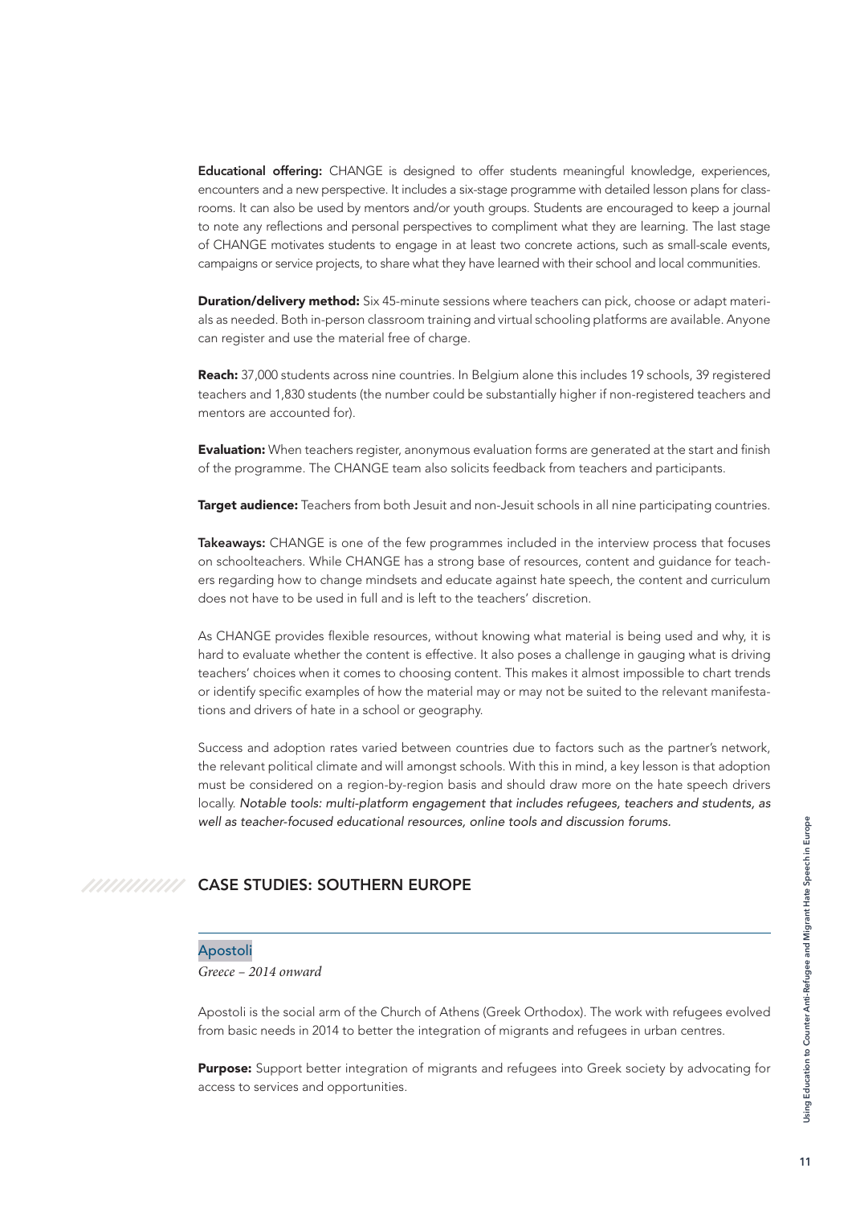**Educational offering:** CHANGE is designed to offer students meaningful knowledge, experiences, encounters and a new perspective. It includes a six-stage programme with detailed lesson plans for classrooms. It can also be used by mentors and/or youth groups. Students are encouraged to keep a journal to note any reflections and personal perspectives to compliment what they are learning. The last stage of CHANGE motivates students to engage in at least two concrete actions, such as small-scale events, campaigns or service projects, to share what they have learned with their school and local communities.

**Duration/delivery method:** Six 45-minute sessions where teachers can pick, choose or adapt materials as needed. Both in-person classroom training and virtual schooling platforms are available. Anyone can register and use the material free of charge.

**Reach:** 37,000 students across nine countries. In Belgium alone this includes 19 schools, 39 registered teachers and 1,830 students (the number could be substantially higher if non-registered teachers and mentors are accounted for).

**Evaluation:** When teachers register, anonymous evaluation forms are generated at the start and finish of the programme. The CHANGE team also solicits feedback from teachers and participants.

**Target audience:** Teachers from both Jesuit and non-Jesuit schools in all nine participating countries.

**Takeaways:** CHANGE is one of the few programmes included in the interview process that focuses on schoolteachers. While CHANGE has a strong base of resources, content and guidance for teachers regarding how to change mindsets and educate against hate speech, the content and curriculum does not have to be used in full and is left to the teachers' discretion.

As CHANGE provides flexible resources, without knowing what material is being used and why, it is hard to evaluate whether the content is effective. It also poses a challenge in gauging what is driving teachers' choices when it comes to choosing content. This makes it almost impossible to chart trends or identify specific examples of how the material may or may not be suited to the relevant manifestations and drivers of hate in a school or geography.

Success and adoption rates varied between countries due to factors such as the partner's network, the relevant political climate and will amongst schools. With this in mind, a key lesson is that adoption must be considered on a region-by-region basis and should draw more on the hate speech drivers locally. *Notable tools: multi-platform engagement that includes refugees, teachers and students, as well as teacher-focused educational resources, online tools and discussion forums.*

## CASE STUDIES: SOUTHERN EUROPE

### Apostoli

*Greece – 2014 onward*

Apostoli is the social arm of the Church of Athens (Greek Orthodox). The work with refugees evolved from basic needs in 2014 to better the integration of migrants and refugees in urban centres.

**Purpose:** Support better integration of migrants and refugees into Greek society by advocating for access to services and opportunities.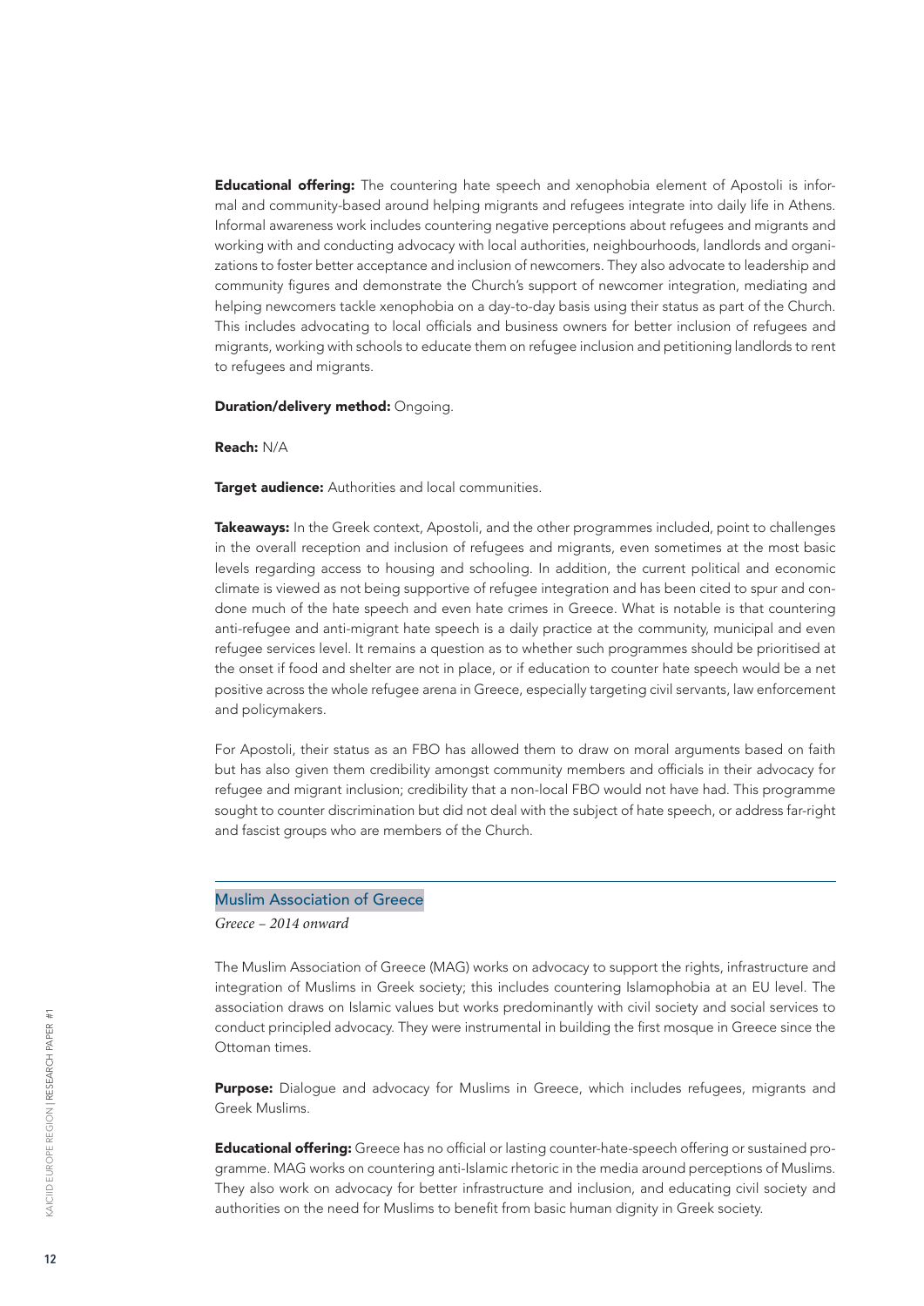**Educational offering:** The countering hate speech and xenophobia element of Apostoli is informal and community-based around helping migrants and refugees integrate into daily life in Athens. Informal awareness work includes countering negative perceptions about refugees and migrants and working with and conducting advocacy with local authorities, neighbourhoods, landlords and organizations to foster better acceptance and inclusion of newcomers. They also advocate to leadership and community figures and demonstrate the Church's support of newcomer integration, mediating and helping newcomers tackle xenophobia on a day-to-day basis using their status as part of the Church. This includes advocating to local officials and business owners for better inclusion of refugees and migrants, working with schools to educate them on refugee inclusion and petitioning landlords to rent to refugees and migrants.

**Duration/delivery method:** Ongoing.

**Reach:** N/A

**Target audience:** Authorities and local communities.

**Takeaways:** In the Greek context, Apostoli, and the other programmes included, point to challenges in the overall reception and inclusion of refugees and migrants, even sometimes at the most basic levels regarding access to housing and schooling. In addition, the current political and economic climate is viewed as not being supportive of refugee integration and has been cited to spur and condone much of the hate speech and even hate crimes in Greece. What is notable is that countering anti-refugee and anti-migrant hate speech is a daily practice at the community, municipal and even refugee services level. It remains a question as to whether such programmes should be prioritised at the onset if food and shelter are not in place, or if education to counter hate speech would be a net positive across the whole refugee arena in Greece, especially targeting civil servants, law enforcement and policymakers.

For Apostoli, their status as an FBO has allowed them to draw on moral arguments based on faith but has also given them credibility amongst community members and officials in their advocacy for refugee and migrant inclusion; credibility that a non-local FBO would not have had. This programme sought to counter discrimination but did not deal with the subject of hate speech, or address far-right and fascist groups who are members of the Church.

## Muslim Association of Greece

*Greece – 2014 onward*

The Muslim Association of Greece (MAG) works on advocacy to support the rights, infrastructure and integration of Muslims in Greek society; this includes countering Islamophobia at an EU level. The association draws on Islamic values but works predominantly with civil society and social services to conduct principled advocacy. They were instrumental in building the first mosque in Greece since the Ottoman times.

**Purpose:** Dialogue and advocacy for Muslims in Greece, which includes refugees, migrants and Greek Muslims.

**Educational offering:** Greece has no official or lasting counter-hate-speech offering or sustained programme. MAG works on countering anti-Islamic rhetoric in the media around perceptions of Muslims. They also work on advocacy for better infrastructure and inclusion, and educating civil society and authorities on the need for Muslims to benefit from basic human dignity in Greek society.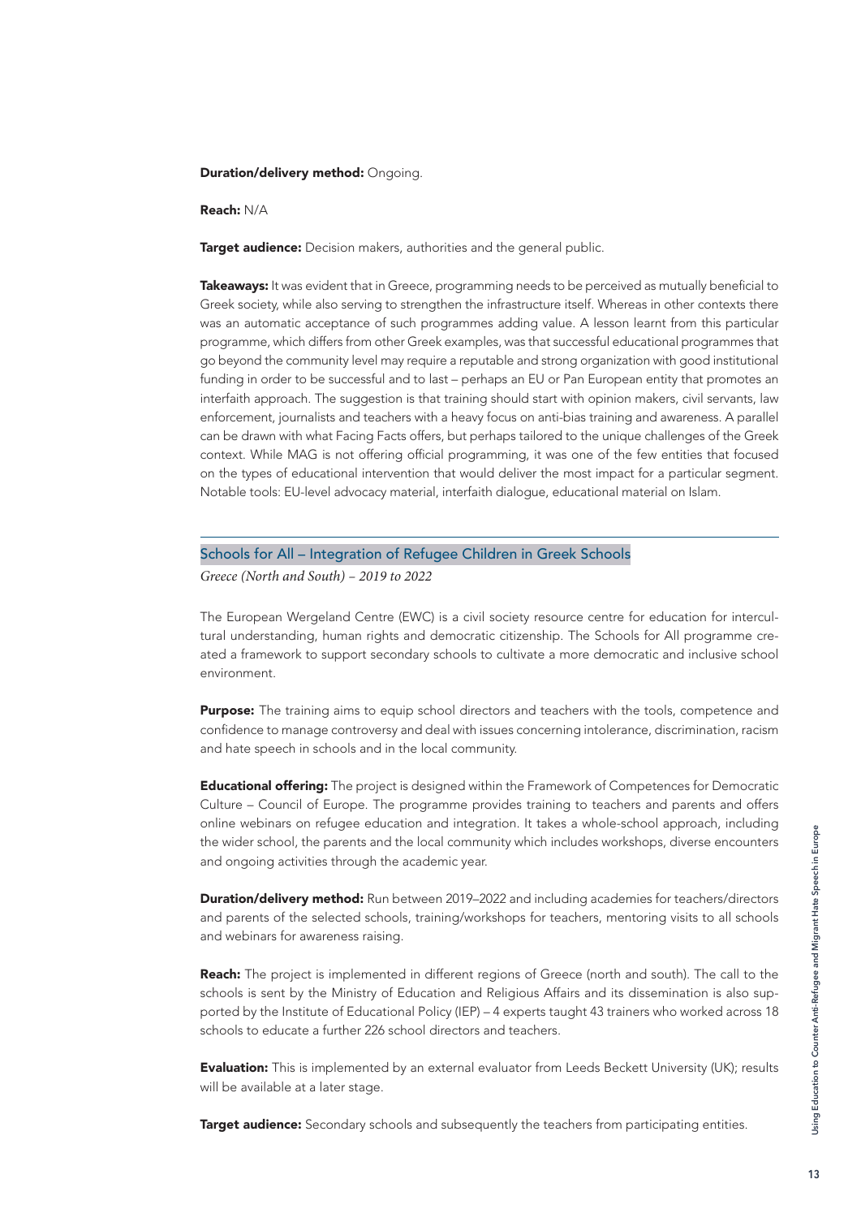**Duration/delivery method:** Ongoing.

**Reach:** N/A

**Target audience:** Decision makers, authorities and the general public.

**Takeaways:** It was evident that in Greece, programming needs to be perceived as mutually beneficial to Greek society, while also serving to strengthen the infrastructure itself. Whereas in other contexts there was an automatic acceptance of such programmes adding value. A lesson learnt from this particular programme, which differs from other Greek examples, was that successful educational programmes that go beyond the community level may require a reputable and strong organization with good institutional funding in order to be successful and to last – perhaps an EU or Pan European entity that promotes an interfaith approach. The suggestion is that training should start with opinion makers, civil servants, law enforcement, journalists and teachers with a heavy focus on anti-bias training and awareness. A parallel can be drawn with what Facing Facts offers, but perhaps tailored to the unique challenges of the Greek context. While MAG is not offering official programming, it was one of the few entities that focused on the types of educational intervention that would deliver the most impact for a particular segment. Notable tools: EU-level advocacy material, interfaith dialogue, educational material on Islam.

---

### Schools for All – Integration of Refugee Children in Greek Schools

*Greece (North and South) – 2019 to 2022*

The European Wergeland Centre (EWC) is a civil society resource centre for education for intercultural understanding, human rights and democratic citizenship. The Schools for All programme created a framework to support secondary schools to cultivate a more democratic and inclusive school environment.

**Purpose:** The training aims to equip school directors and teachers with the tools, competence and confidence to manage controversy and deal with issues concerning intolerance, discrimination, racism and hate speech in schools and in the local community.

**Educational offering:** The project is designed within the Framework of Competences for Democratic Culture – Council of Europe. The programme provides training to teachers and parents and offers online webinars on refugee education and integration. It takes a whole-school approach, including the wider school, the parents and the local community which includes workshops, diverse encounters and ongoing activities through the academic year.

**Duration/delivery method:** Run between 2019–2022 and including academies for teachers/directors and parents of the selected schools, training/workshops for teachers, mentoring visits to all schools and webinars for awareness raising.

**Reach:** The project is implemented in different regions of Greece (north and south). The call to the schools is sent by the Ministry of Education and Religious Affairs and its dissemination is also supported by the Institute of Educational Policy (IEP) – 4 experts taught 43 trainers who worked across 18 schools to educate a further 226 school directors and teachers.

**Evaluation:** This is implemented by an external evaluator from Leeds Beckett University (UK); results will be available at a later stage.

**Target audience:** Secondary schools and subsequently the teachers from participating entities.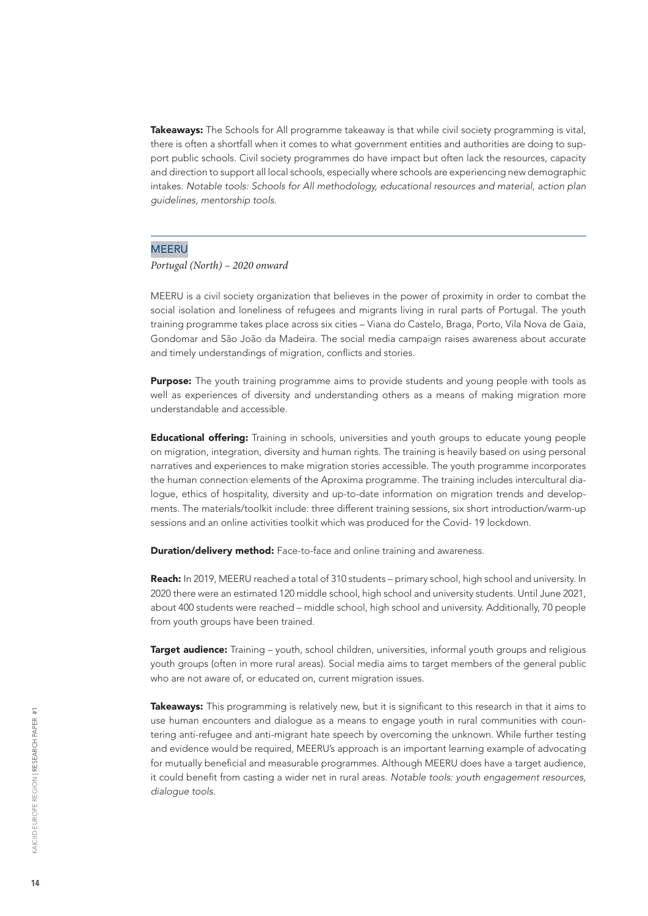**Takeaways:** The Schools for All programme takeaway is that while civil society programming is vital, there is often a shortfall when it comes to what government entities and authorities are doing to support public schools. Civil society programmes do have impact but often lack the resources, capacity and direction to support all local schools, especially where schools are experiencing new demographic intakes. *Notable tools: Schools for All methodology, educational resources and material, action plan guidelines, mentorship tools.*

## MEERU

*Portugal (North) – 2020 onward*

MEERU is a civil society organization that believes in the power of proximity in order to combat the social isolation and loneliness of refugees and migrants living in rural parts of Portugal. The youth training programme takes place across six cities – Viana do Castelo, Braga, Porto, Vila Nova de Gaia, Gondomar and São João da Madeira. The social media campaign raises awareness about accurate and timely understandings of migration, conflicts and stories.

**Purpose:** The youth training programme aims to provide students and young people with tools as well as experiences of diversity and understanding others as a means of making migration more understandable and accessible.

**Educational offering:** Training in schools, universities and youth groups to educate young people on migration, integration, diversity and human rights. The training is heavily based on using personal narratives and experiences to make migration stories accessible. The youth programme incorporates the human connection elements of the Aproxima programme. The training includes intercultural dialogue, ethics of hospitality, diversity and up-to-date information on migration trends and developments. The materials/toolkit include: three different training sessions, six short introduction/warm-up sessions and an online activities toolkit which was produced for the Covid- 19 lockdown.

**Duration/delivery method:** Face-to-face and online training and awareness.

**Reach:** In 2019, MEERU reached a total of 310 students – primary school, high school and university. In 2020 there were an estimated 120 middle school, high school and university students. Until June 2021, about 400 students were reached – middle school, high school and university. Additionally, 70 people from youth groups have been trained.

**Target audience:** Training – youth, school children, universities, informal youth groups and religious youth groups (often in more rural areas). Social media aims to target members of the general public who are not aware of, or educated on, current migration issues.

**Takeaways:** This programming is relatively new, but it is significant to this research in that it aims to use human encounters and dialogue as a means to engage youth in rural communities with countering anti-refugee and anti-migrant hate speech by overcoming the unknown. While further testing and evidence would be required, MEERU's approach is an important learning example of advocating for mutually beneficial and measurable programmes. Although MEERU does have a target audience, it could benefit from casting a wider net in rural areas. *Notable tools: youth engagement resources, dialogue tools.*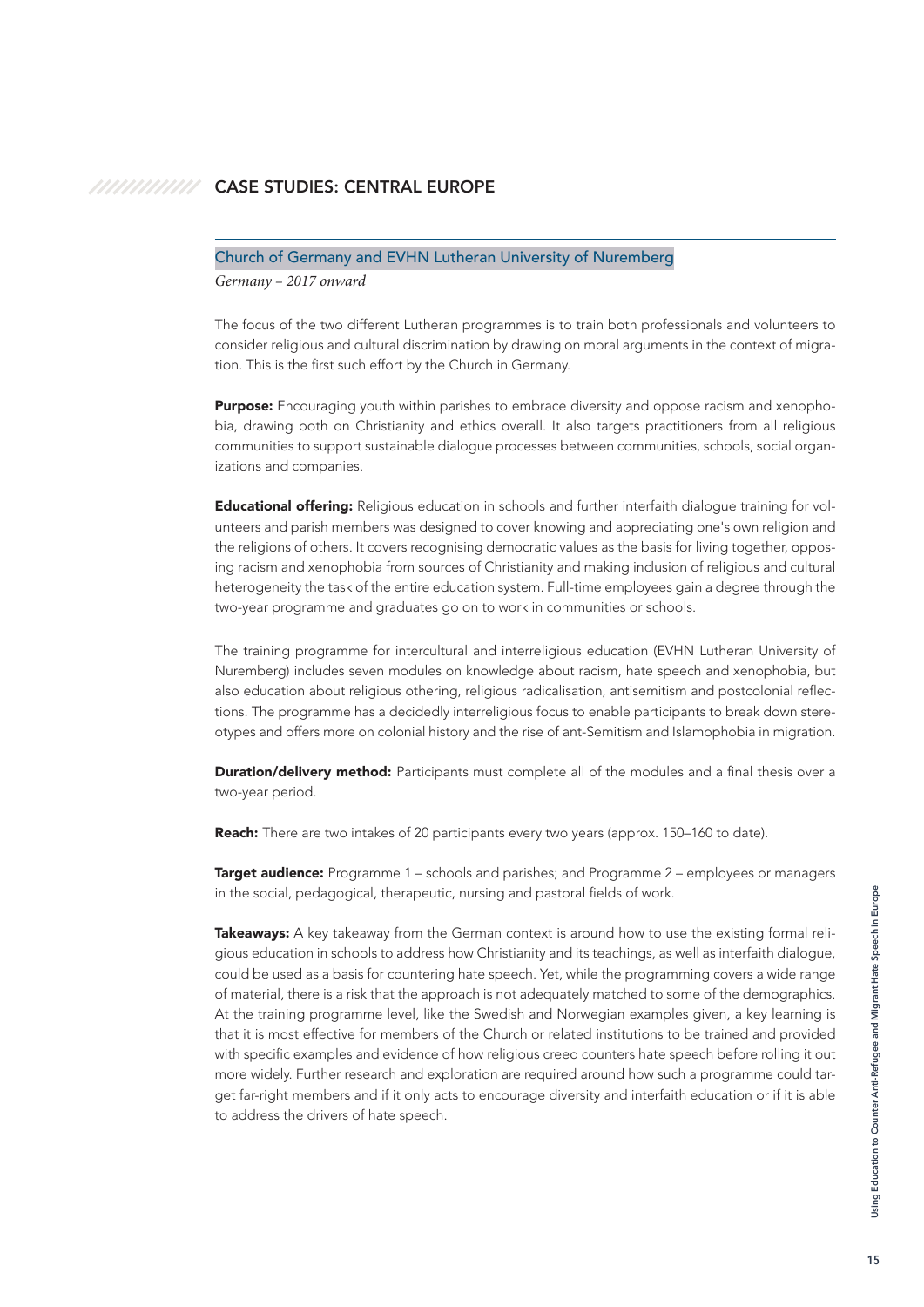## CASE STUDIES: CENTRAL EUROPE

### Church of Germany and EVHN Lutheran University of Nuremberg

*Germany – 2017 onward*

The focus of the two different Lutheran programmes is to train both professionals and volunteers to consider religious and cultural discrimination by drawing on moral arguments in the context of migration. This is the first such effort by the Church in Germany.

**Purpose:** Encouraging youth within parishes to embrace diversity and oppose racism and xenophobia, drawing both on Christianity and ethics overall. It also targets practitioners from all religious communities to support sustainable dialogue processes between communities, schools, social organizations and companies.

**Educational offering:** Religious education in schools and further interfaith dialogue training for volunteers and parish members was designed to cover knowing and appreciating one's own religion and the religions of others. It covers recognising democratic values as the basis for living together, opposing racism and xenophobia from sources of Christianity and making inclusion of religious and cultural heterogeneity the task of the entire education system. Full-time employees gain a degree through the two-year programme and graduates go on to work in communities or schools.

The training programme for intercultural and interreligious education (EVHN Lutheran University of Nuremberg) includes seven modules on knowledge about racism, hate speech and xenophobia, but also education about religious othering, religious radicalisation, antisemitism and postcolonial reflections. The programme has a decidedly interreligious focus to enable participants to break down stereotypes and offers more on colonial history and the rise of ant-Semitism and Islamophobia in migration.

**Duration/delivery method:** Participants must complete all of the modules and a final thesis over a two-year period.

**Reach:** There are two intakes of 20 participants every two years (approx. 150–160 to date).

**Target audience:** Programme 1 – schools and parishes; and Programme 2 – employees or managers in the social, pedagogical, therapeutic, nursing and pastoral fields of work.

**Takeaways:** A key takeaway from the German context is around how to use the existing formal religious education in schools to address how Christianity and its teachings, as well as interfaith dialogue, could be used as a basis for countering hate speech. Yet, while the programming covers a wide range of material, there is a risk that the approach is not adequately matched to some of the demographics. At the training programme level, like the Swedish and Norwegian examples given, a key learning is that it is most effective for members of the Church or related institutions to be trained and provided with specific examples and evidence of how religious creed counters hate speech before rolling it out more widely. Further research and exploration are required around how such a programme could target far-right members and if it only acts to encourage diversity and interfaith education or if it is able to address the drivers of hate speech.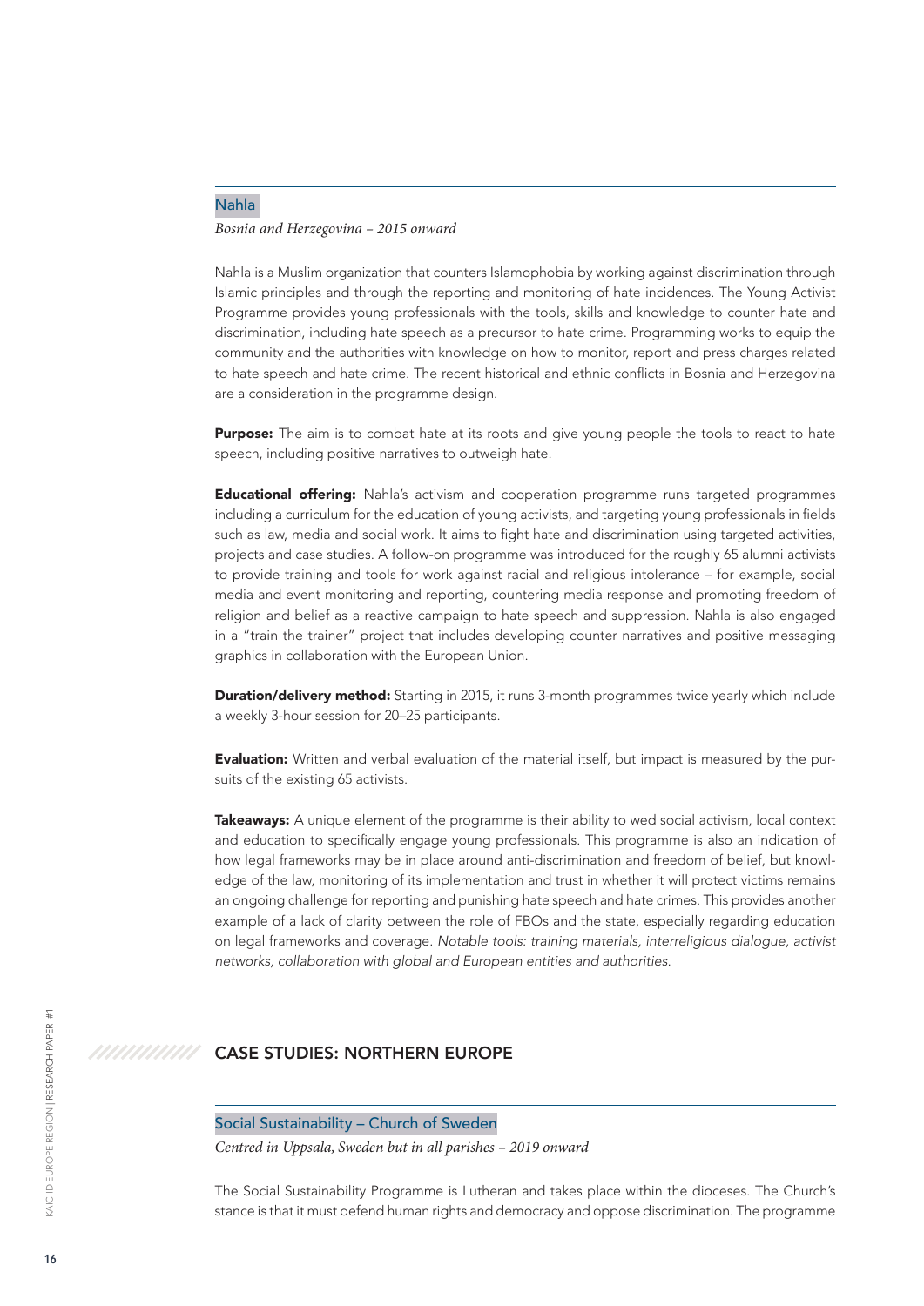### Nahla

*Bosnia and Herzegovina – 2015 onward*

Nahla is a Muslim organization that counters Islamophobia by working against discrimination through Islamic principles and through the reporting and monitoring of hate incidences. The Young Activist Programme provides young professionals with the tools, skills and knowledge to counter hate and discrimination, including hate speech as a precursor to hate crime. Programming works to equip the community and the authorities with knowledge on how to monitor, report and press charges related to hate speech and hate crime. The recent historical and ethnic conflicts in Bosnia and Herzegovina are a consideration in the programme design.

**Purpose:** The aim is to combat hate at its roots and give young people the tools to react to hate speech, including positive narratives to outweigh hate.

**Educational offering:** Nahla's activism and cooperation programme runs targeted programmes including a curriculum for the education of young activists, and targeting young professionals in fields such as law, media and social work. It aims to fight hate and discrimination using targeted activities, projects and case studies. A follow-on programme was introduced for the roughly 65 alumni activists to provide training and tools for work against racial and religious intolerance – for example, social media and event monitoring and reporting, countering media response and promoting freedom of religion and belief as a reactive campaign to hate speech and suppression. Nahla is also engaged in a "train the trainer" project that includes developing counter narratives and positive messaging graphics in collaboration with the European Union.

**Duration/delivery method:** Starting in 2015, it runs 3-month programmes twice yearly which include a weekly 3-hour session for 20–25 participants.

**Evaluation:** Written and verbal evaluation of the material itself, but impact is measured by the pursuits of the existing 65 activists.

**Takeaways:** A unique element of the programme is their ability to wed social activism, local context and education to specifically engage young professionals. This programme is also an indication of how legal frameworks may be in place around anti-discrimination and freedom of belief, but knowledge of the law, monitoring of its implementation and trust in whether it will protect victims remains an ongoing challenge for reporting and punishing hate speech and hate crimes. This provides another example of a lack of clarity between the role of FBOs and the state, especially regarding education on legal frameworks and coverage. *Notable tools: training materials, interreligious dialogue, activist networks, collaboration with global and European entities and authorities.*

## CASE STUDIES: NORTHERN EUROPE

### Social Sustainability – Church of Sweden

*Centred in Uppsala, Sweden but in all parishes – 2019 onward*

The Social Sustainability Programme is Lutheran and takes place within the dioceses. The Church's stance is that it must defend human rights and democracy and oppose discrimination. The programme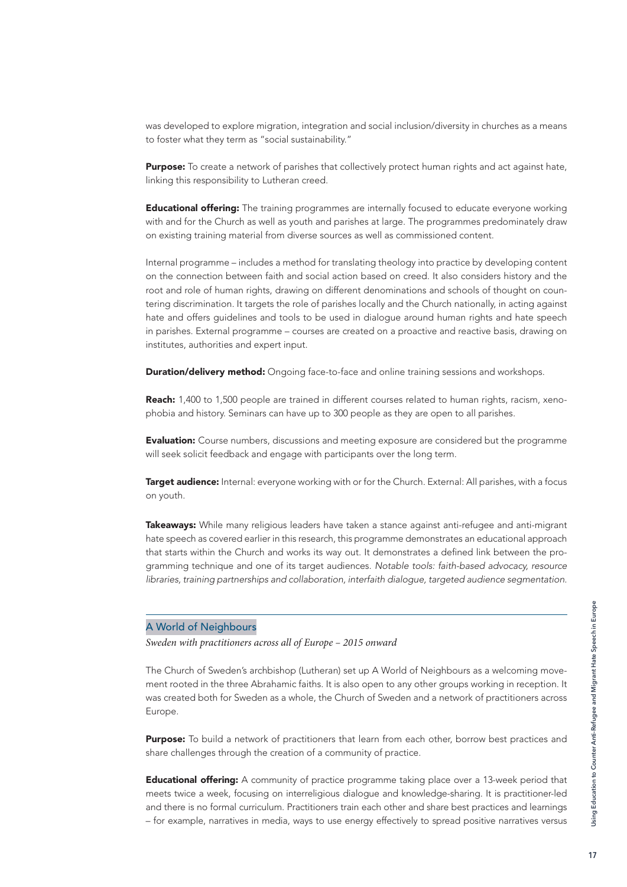was developed to explore migration, integration and social inclusion/diversity in churches as a means to foster what they term as "social sustainability."

**Purpose:** To create a network of parishes that collectively protect human rights and act against hate, linking this responsibility to Lutheran creed.

**Educational offering:** The training programmes are internally focused to educate everyone working with and for the Church as well as youth and parishes at large. The programmes predominately draw on existing training material from diverse sources as well as commissioned content.

Internal programme – includes a method for translating theology into practice by developing content on the connection between faith and social action based on creed. It also considers history and the root and role of human rights, drawing on different denominations and schools of thought on countering discrimination. It targets the role of parishes locally and the Church nationally, in acting against hate and offers guidelines and tools to be used in dialogue around human rights and hate speech in parishes. External programme – courses are created on a proactive and reactive basis, drawing on institutes, authorities and expert input.

**Duration/delivery method:** Ongoing face-to-face and online training sessions and workshops.

**Reach:** 1,400 to 1,500 people are trained in different courses related to human rights, racism, xenophobia and history. Seminars can have up to 300 people as they are open to all parishes.

**Evaluation:** Course numbers, discussions and meeting exposure are considered but the programme will seek solicit feedback and engage with participants over the long term.

**Target audience:** Internal: everyone working with or for the Church. External: All parishes, with a focus on youth.

**Takeaways:** While many religious leaders have taken a stance against anti-refugee and anti-migrant hate speech as covered earlier in this research, this programme demonstrates an educational approach that starts within the Church and works its way out. It demonstrates a defined link between the programming technique and one of its target audiences. *Notable tools: faith-based advocacy, resource libraries, training partnerships and collaboration, interfaith dialogue, targeted audience segmentation.*

---

### A World of Neighbours

*Sweden with practitioners across all of Europe – 2015 onward*

The Church of Sweden's archbishop (Lutheran) set up A World of Neighbours as a welcoming movement rooted in the three Abrahamic faiths. It is also open to any other groups working in reception. It was created both for Sweden as a whole, the Church of Sweden and a network of practitioners across Europe.

**Purpose:** To build a network of practitioners that learn from each other, borrow best practices and share challenges through the creation of a community of practice.

**Educational offering:** A community of practice programme taking place over a 13-week period that meets twice a week, focusing on interreligious dialogue and knowledge-sharing. It is practitioner-led and there is no formal curriculum. Practitioners train each other and share best practices and learnings – for example, narratives in media, ways to use energy effectively to spread positive narratives versus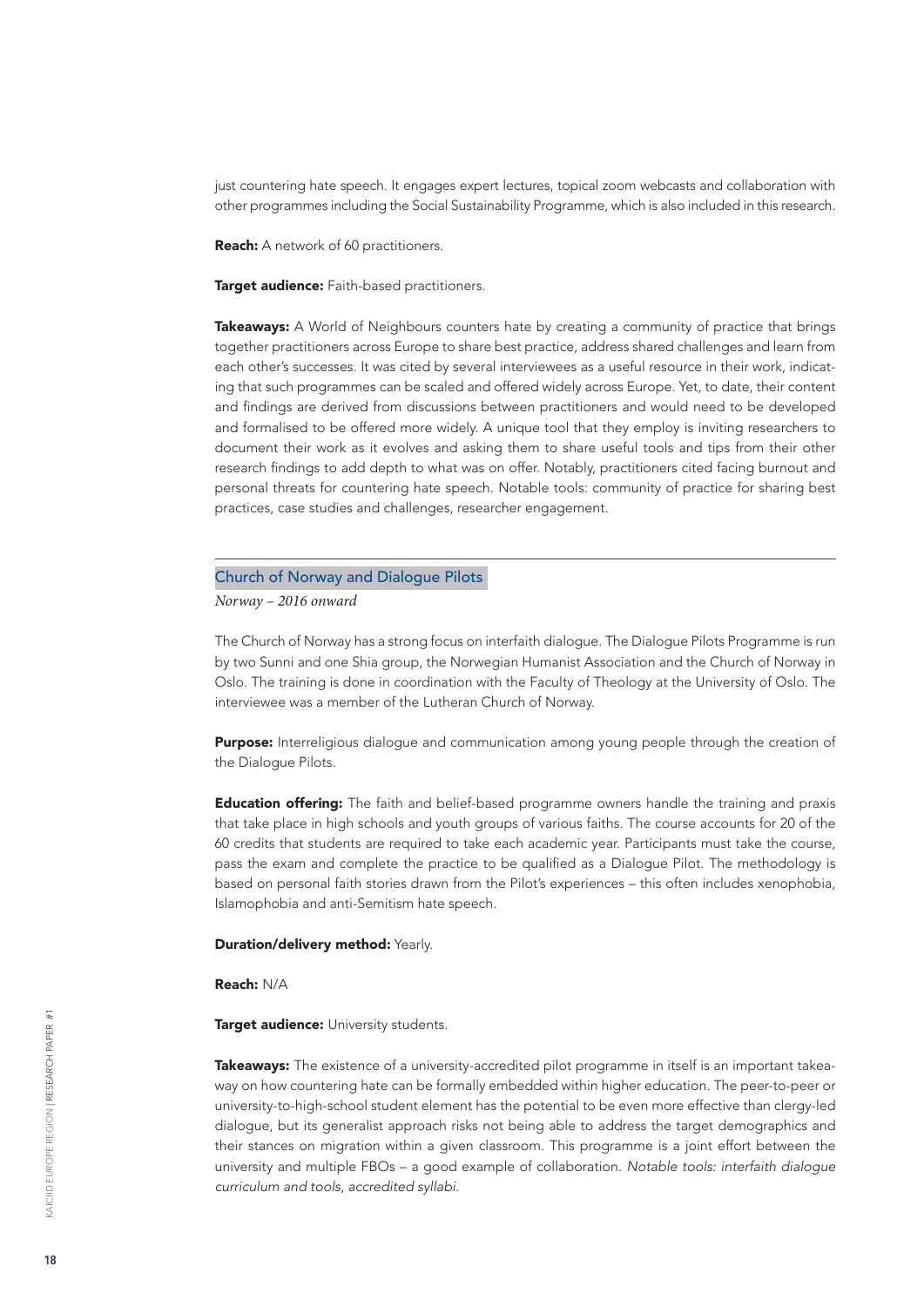just countering hate speech. It engages expert lectures, topical zoom webcasts and collaboration with other programmes including the Social Sustainability Programme, which is also included in this research.

**Reach:** A network of 60 practitioners.

**Target audience:** Faith-based practitioners.

**Takeaways:** A World of Neighbours counters hate by creating a community of practice that brings together practitioners across Europe to share best practice, address shared challenges and learn from each other's successes. It was cited by several interviewees as a useful resource in their work, indicating that such programmes can be scaled and offered widely across Europe. Yet, to date, their content and findings are derived from discussions between practitioners and would need to be developed and formalised to be offered more widely. A unique tool that they employ is inviting researchers to document their work as it evolves and asking them to share useful tools and tips from their other research findings to add depth to what was on offer. Notably, practitioners cited facing burnout and personal threats for countering hate speech. Notable tools: community of practice for sharing best practices, case studies and challenges, researcher engagement.

---

### Church of Norway and Dialogue Pilots

*Norway – 2016 onward*

The Church of Norway has a strong focus on interfaith dialogue. The Dialogue Pilots Programme is run by two Sunni and one Shia group, the Norwegian Humanist Association and the Church of Norway in Oslo. The training is done in coordination with the Faculty of Theology at the University of Oslo. The interviewee was a member of the Lutheran Church of Norway.

**Purpose:** Interreligious dialogue and communication among young people through the creation of the Dialogue Pilots.

**Education offering:** The faith and belief-based programme owners handle the training and praxis that take place in high schools and youth groups of various faiths. The course accounts for 20 of the 60 credits that students are required to take each academic year. Participants must take the course, pass the exam and complete the practice to be qualified as a Dialogue Pilot. The methodology is based on personal faith stories drawn from the Pilot's experiences – this often includes xenophobia, Islamophobia and anti-Semitism hate speech.

**Duration/delivery method:** Yearly.

**Reach:** N/A

**Target audience:** University students.

**Takeaways:** The existence of a university-accredited pilot programme in itself is an important takeaway on how countering hate can be formally embedded within higher education. The peer-to-peer or university-to-high-school student element has the potential to be even more effective than clergy-led dialogue, but its generalist approach risks not being able to address the target demographics and their stances on migration within a given classroom. This programme is a joint effort between the university and multiple FBOs – a good example of collaboration. *Notable tools: interfaith dialogue curriculum and tools, accredited syllabi.*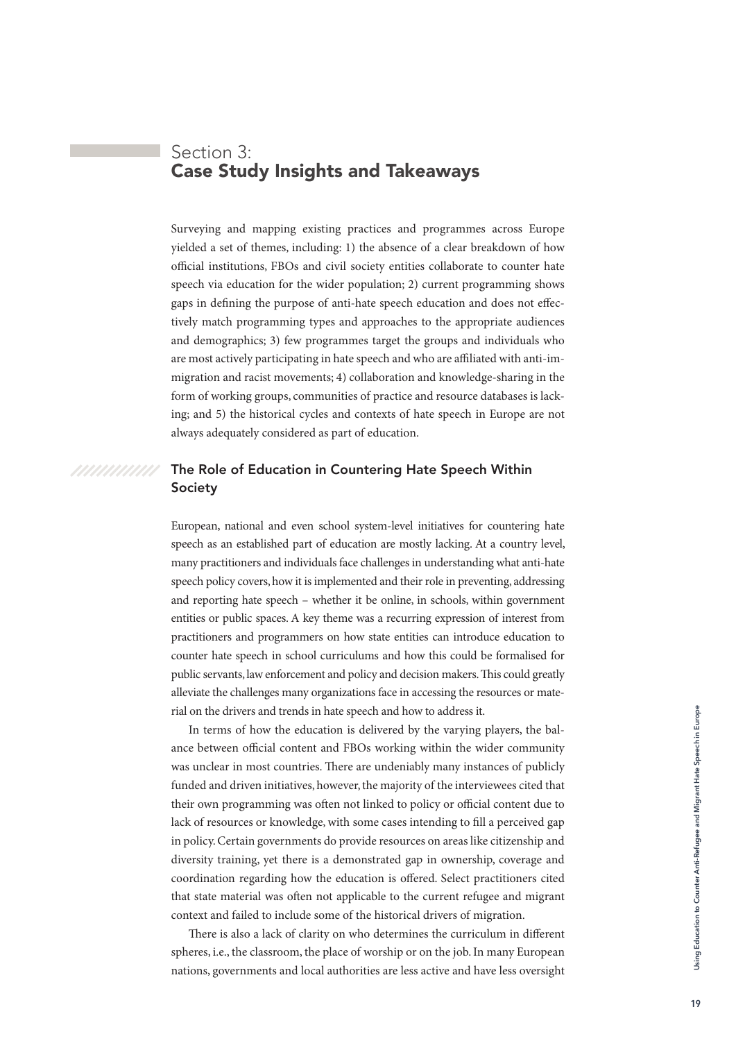# Section 3: Case Study Insights and Takeaways

Surveying and mapping existing practices and programmes across Europe yielded a set of themes, including: 1) the absence of a clear breakdown of how official institutions, FBOs and civil society entities collaborate to counter hate speech via education for the wider population; 2) current programming shows gaps in defining the purpose of anti-hate speech education and does not effectively match programming types and approaches to the appropriate audiences and demographics; 3) few programmes target the groups and individuals who are most actively participating in hate speech and who are affiliated with anti-immigration and racist movements; 4) collaboration and knowledge-sharing in the form of working groups, communities of practice and resource databases is lacking; and 5) the historical cycles and contexts of hate speech in Europe are not always adequately considered as part of education.

## The Role of Education in Countering Hate Speech Within Society

European, national and even school system-level initiatives for countering hate speech as an established part of education are mostly lacking. At a country level, many practitioners and individuals face challenges in understanding what anti-hate speech policy covers, how it is implemented and their role in preventing, addressing and reporting hate speech – whether it be online, in schools, within government entities or public spaces. A key theme was a recurring expression of interest from practitioners and programmers on how state entities can introduce education to counter hate speech in school curriculums and how this could be formalised for public servants, law enforcement and policy and decision makers. This could greatly alleviate the challenges many organizations face in accessing the resources or material on the drivers and trends in hate speech and how to address it.

In terms of how the education is delivered by the varying players, the balance between official content and FBOs working within the wider community was unclear in most countries. There are undeniably many instances of publicly funded and driven initiatives, however, the majority of the interviewees cited that their own programming was often not linked to policy or official content due to lack of resources or knowledge, with some cases intending to fill a perceived gap in policy. Certain governments do provide resources on areas like citizenship and diversity training, yet there is a demonstrated gap in ownership, coverage and coordination regarding how the education is offered. Select practitioners cited that state material was often not applicable to the current refugee and migrant context and failed to include some of the historical drivers of migration.

There is also a lack of clarity on who determines the curriculum in different spheres, i.e., the classroom, the place of worship or on the job. In many European nations, governments and local authorities are less active and have less oversight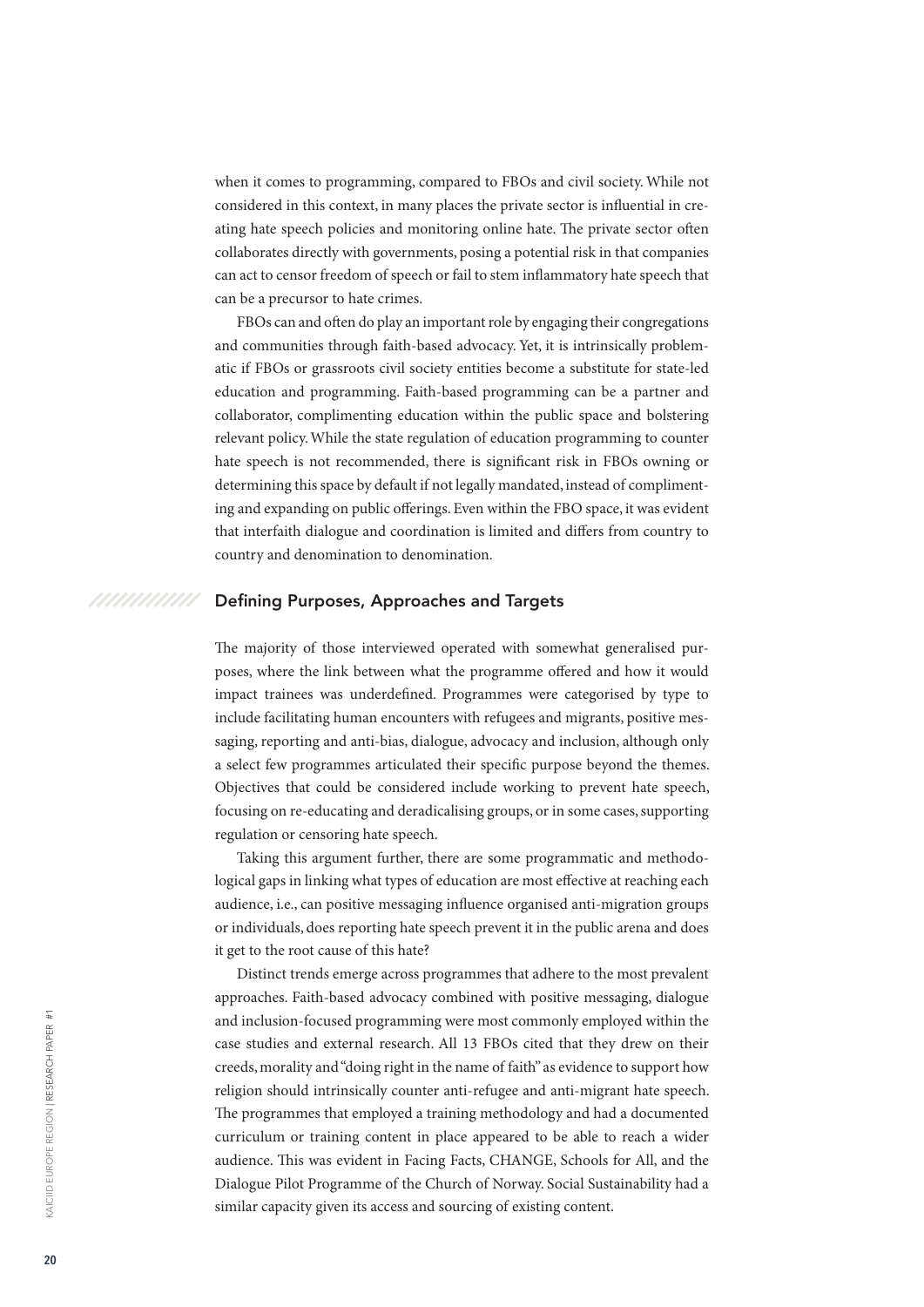when it comes to programming, compared to FBOs and civil society. While not considered in this context, in many places the private sector is influential in creating hate speech policies and monitoring online hate. The private sector often collaborates directly with governments, posing a potential risk in that companies can act to censor freedom of speech or fail to stem inflammatory hate speech that can be a precursor to hate crimes.

FBOs can and often do play an important role by engaging their congregations and communities through faith-based advocacy. Yet, it is intrinsically problematic if FBOs or grassroots civil society entities become a substitute for state-led education and programming. Faith-based programming can be a partner and collaborator, complimenting education within the public space and bolstering relevant policy. While the state regulation of education programming to counter hate speech is not recommended, there is significant risk in FBOs owning or determining this space by default if not legally mandated, instead of complimenting and expanding on public offerings. Even within the FBO space, it was evident that interfaith dialogue and coordination is limited and differs from country to country and denomination to denomination.

## Defining Purposes, Approaches and Targets

The majority of those interviewed operated with somewhat generalised purposes, where the link between what the programme offered and how it would impact trainees was underdefined. Programmes were categorised by type to include facilitating human encounters with refugees and migrants, positive messaging, reporting and anti-bias, dialogue, advocacy and inclusion, although only a select few programmes articulated their specific purpose beyond the themes. Objectives that could be considered include working to prevent hate speech, focusing on re-educating and deradicalising groups, or in some cases, supporting regulation or censoring hate speech.

Taking this argument further, there are some programmatic and methodological gaps in linking what types of education are most effective at reaching each audience, i.e., can positive messaging influence organised anti-migration groups or individuals, does reporting hate speech prevent it in the public arena and does it get to the root cause of this hate?

Distinct trends emerge across programmes that adhere to the most prevalent approaches. Faith-based advocacy combined with positive messaging, dialogue and inclusion-focused programming were most commonly employed within the case studies and external research. All 13 FBOs cited that they drew on their creeds, morality and "doing right in the name of faith" as evidence to support how religion should intrinsically counter anti-refugee and anti-migrant hate speech. The programmes that employed a training methodology and had a documented curriculum or training content in place appeared to be able to reach a wider audience. This was evident in Facing Facts, CHANGE, Schools for All, and the Dialogue Pilot Programme of the Church of Norway. Social Sustainability had a similar capacity given its access and sourcing of existing content.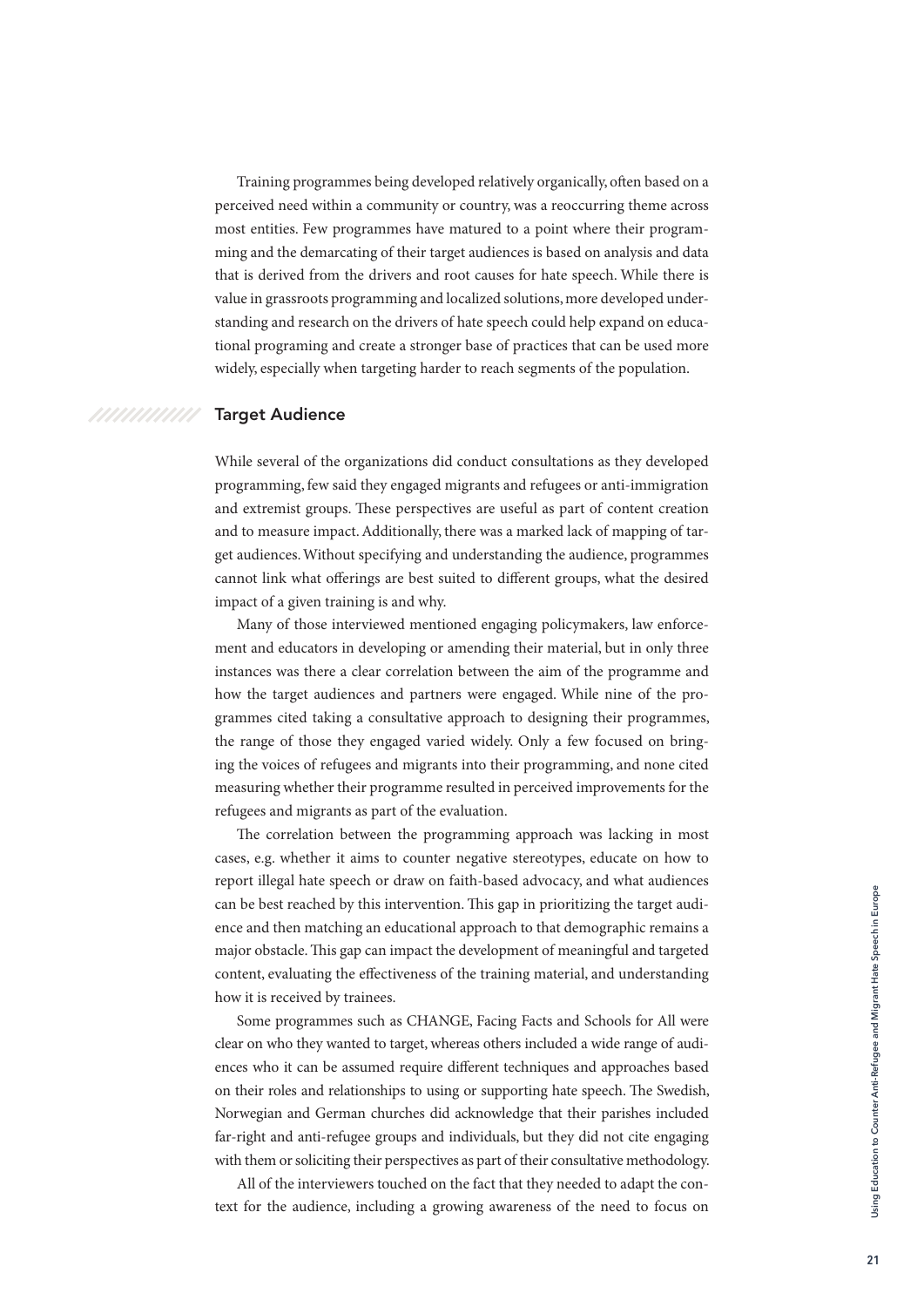Training programmes being developed relatively organically, often based on a perceived need within a community or country, was a reoccurring theme across most entities. Few programmes have matured to a point where their programming and the demarcating of their target audiences is based on analysis and data that is derived from the drivers and root causes for hate speech. While there is value in grassroots programming and localized solutions, more developed understanding and research on the drivers of hate speech could help expand on educational programing and create a stronger base of practices that can be used more widely, especially when targeting harder to reach segments of the population.

## Target Audience

While several of the organizations did conduct consultations as they developed programming, few said they engaged migrants and refugees or anti-immigration and extremist groups. These perspectives are useful as part of content creation and to measure impact. Additionally, there was a marked lack of mapping of target audiences. Without specifying and understanding the audience, programmes cannot link what offerings are best suited to different groups, what the desired impact of a given training is and why.

Many of those interviewed mentioned engaging policymakers, law enforcement and educators in developing or amending their material, but in only three instances was there a clear correlation between the aim of the programme and how the target audiences and partners were engaged. While nine of the programmes cited taking a consultative approach to designing their programmes, the range of those they engaged varied widely. Only a few focused on bringing the voices of refugees and migrants into their programming, and none cited measuring whether their programme resulted in perceived improvements for the refugees and migrants as part of the evaluation.

The correlation between the programming approach was lacking in most cases, e.g. whether it aims to counter negative stereotypes, educate on how to report illegal hate speech or draw on faith-based advocacy, and what audiences can be best reached by this intervention. This gap in prioritizing the target audience and then matching an educational approach to that demographic remains a major obstacle. This gap can impact the development of meaningful and targeted content, evaluating the effectiveness of the training material, and understanding how it is received by trainees.

Some programmes such as CHANGE, Facing Facts and Schools for All were clear on who they wanted to target, whereas others included a wide range of audiences who it can be assumed require different techniques and approaches based on their roles and relationships to using or supporting hate speech. The Swedish, Norwegian and German churches did acknowledge that their parishes included far-right and anti-refugee groups and individuals, but they did not cite engaging with them or soliciting their perspectives as part of their consultative methodology.

All of the interviewers touched on the fact that they needed to adapt the context for the audience, including a growing awareness of the need to focus on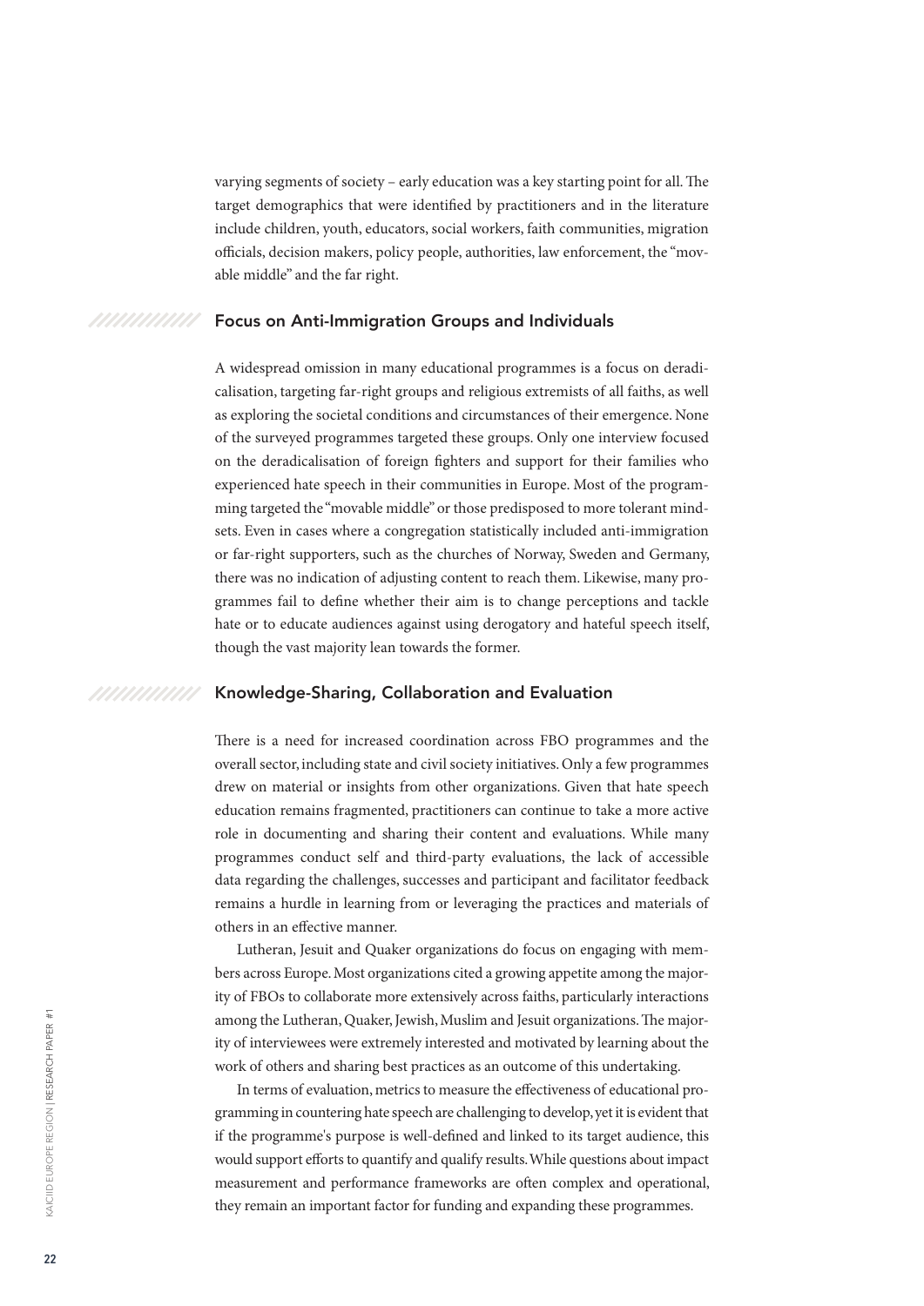varying segments of society – early education was a key starting point for all. The target demographics that were identified by practitioners and in the literature include children, youth, educators, social workers, faith communities, migration officials, decision makers, policy people, authorities, law enforcement, the "movable middle" and the far right.

### Focus on Anti-Immigration Groups and Individuals

A widespread omission in many educational programmes is a focus on deradicalisation, targeting far-right groups and religious extremists of all faiths, as well as exploring the societal conditions and circumstances of their emergence. None of the surveyed programmes targeted these groups. Only one interview focused on the deradicalisation of foreign fighters and support for their families who experienced hate speech in their communities in Europe. Most of the programming targeted the "movable middle" or those predisposed to more tolerant mindsets. Even in cases where a congregation statistically included anti-immigration or far-right supporters, such as the churches of Norway, Sweden and Germany, there was no indication of adjusting content to reach them. Likewise, many programmes fail to define whether their aim is to change perceptions and tackle hate or to educate audiences against using derogatory and hateful speech itself, though the vast majority lean towards the former.

### Knowledge-Sharing, Collaboration and Evaluation

There is a need for increased coordination across FBO programmes and the overall sector, including state and civil society initiatives. Only a few programmes drew on material or insights from other organizations. Given that hate speech education remains fragmented, practitioners can continue to take a more active role in documenting and sharing their content and evaluations. While many programmes conduct self and third-party evaluations, the lack of accessible data regarding the challenges, successes and participant and facilitator feedback remains a hurdle in learning from or leveraging the practices and materials of others in an effective manner.

Lutheran, Jesuit and Quaker organizations do focus on engaging with members across Europe. Most organizations cited a growing appetite among the majority of FBOs to collaborate more extensively across faiths, particularly interactions among the Lutheran, Quaker, Jewish, Muslim and Jesuit organizations. The majority of interviewees were extremely interested and motivated by learning about the work of others and sharing best practices as an outcome of this undertaking.

In terms of evaluation, metrics to measure the effectiveness of educational programming in countering hate speech are challenging to develop, yet it is evident that if the programme's purpose is well-defined and linked to its target audience, this would support efforts to quantify and qualify results. While questions about impact measurement and performance frameworks are often complex and operational, they remain an important factor for funding and expanding these programmes.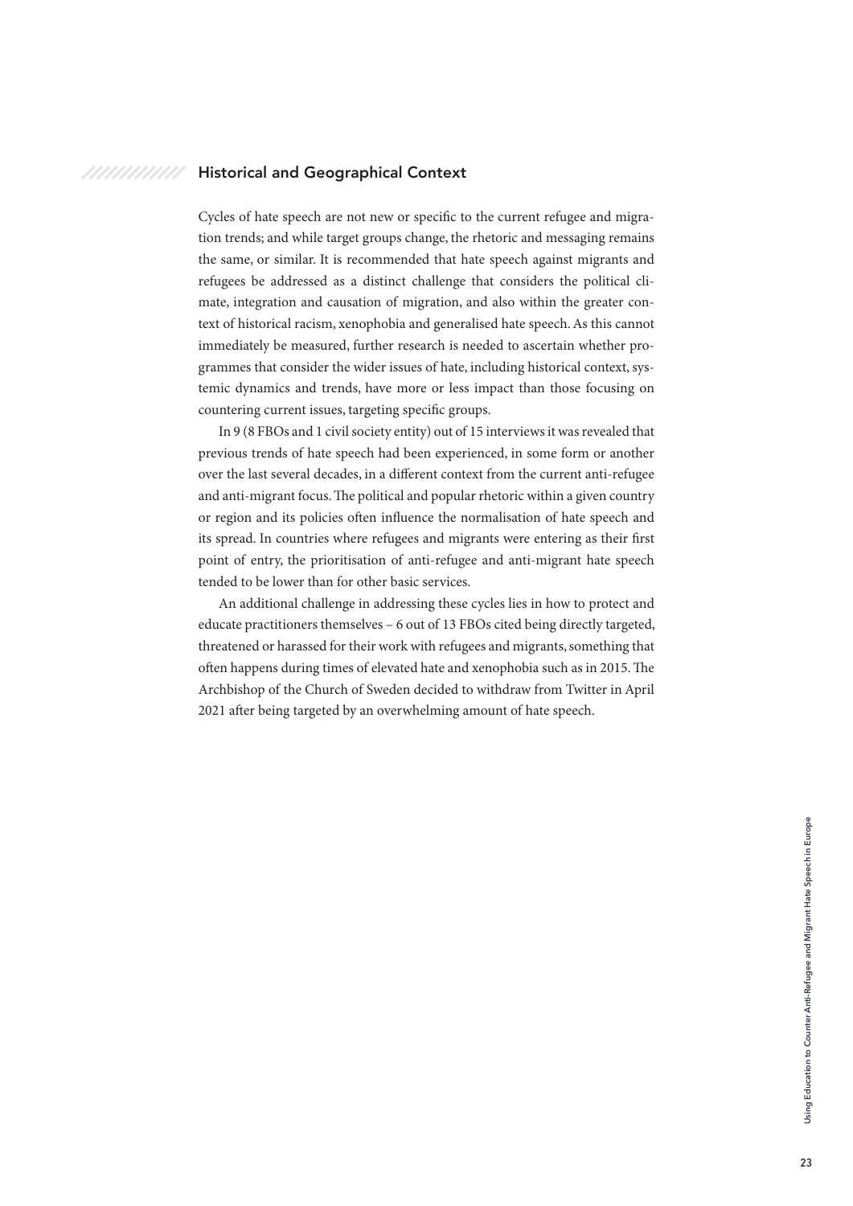## Historical and Geographical Context

Cycles of hate speech are not new or specific to the current refugee and migration trends; and while target groups change, the rhetoric and messaging remains the same, or similar. It is recommended that hate speech against migrants and refugees be addressed as a distinct challenge that considers the political climate, integration and causation of migration, and also within the greater context of historical racism, xenophobia and generalised hate speech. As this cannot immediately be measured, further research is needed to ascertain whether programmes that consider the wider issues of hate, including historical context, systemic dynamics and trends, have more or less impact than those focusing on countering current issues, targeting specific groups.

In 9 (8 FBOs and 1 civil society entity) out of 15 interviews it was revealed that previous trends of hate speech had been experienced, in some form or another over the last several decades, in a different context from the current anti-refugee and anti-migrant focus. The political and popular rhetoric within a given country or region and its policies often influence the normalisation of hate speech and its spread. In countries where refugees and migrants were entering as their first point of entry, the prioritisation of anti-refugee and anti-migrant hate speech tended to be lower than for other basic services.

An additional challenge in addressing these cycles lies in how to protect and educate practitioners themselves – 6 out of 13 FBOs cited being directly targeted, threatened or harassed for their work with refugees and migrants, something that often happens during times of elevated hate and xenophobia such as in 2015. The Archbishop of the Church of Sweden decided to withdraw from Twitter in April 2021 after being targeted by an overwhelming amount of hate speech.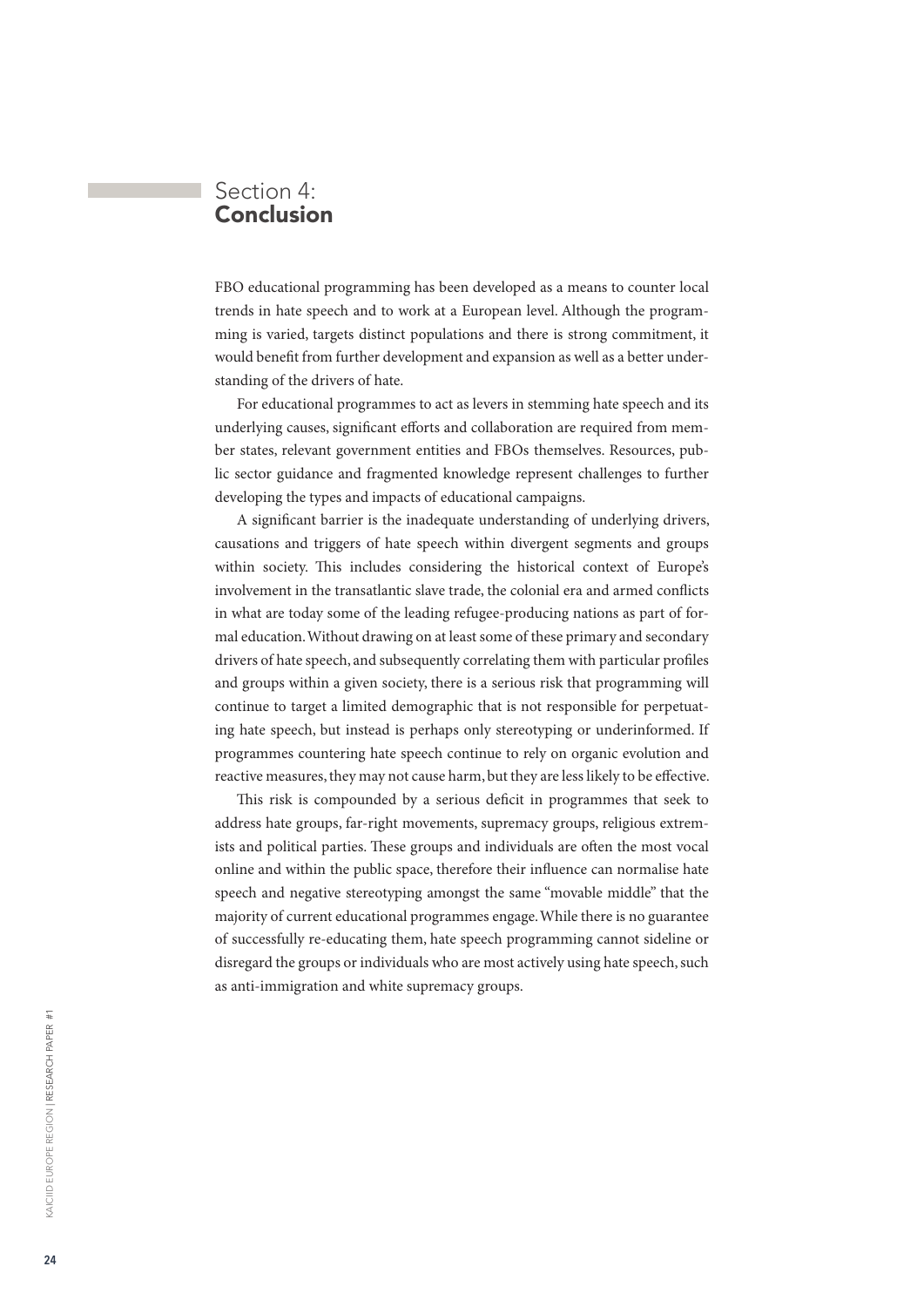## Section 4: **Conclusion**

FBO educational programming has been developed as a means to counter local trends in hate speech and to work at a European level. Although the programming is varied, targets distinct populations and there is strong commitment, it would benefit from further development and expansion as well as a better understanding of the drivers of hate.

For educational programmes to act as levers in stemming hate speech and its underlying causes, significant efforts and collaboration are required from member states, relevant government entities and FBOs themselves. Resources, public sector guidance and fragmented knowledge represent challenges to further developing the types and impacts of educational campaigns.

A significant barrier is the inadequate understanding of underlying drivers, causations and triggers of hate speech within divergent segments and groups within society. This includes considering the historical context of Europe's involvement in the transatlantic slave trade, the colonial era and armed conflicts in what are today some of the leading refugee-producing nations as part of formal education. Without drawing on at least some of these primary and secondary drivers of hate speech, and subsequently correlating them with particular profiles and groups within a given society, there is a serious risk that programming will continue to target a limited demographic that is not responsible for perpetuating hate speech, but instead is perhaps only stereotyping or underinformed. If programmes countering hate speech continue to rely on organic evolution and reactive measures, they may not cause harm, but they are less likely to be effective.

This risk is compounded by a serious deficit in programmes that seek to address hate groups, far-right movements, supremacy groups, religious extremists and political parties. These groups and individuals are often the most vocal online and within the public space, therefore their influence can normalise hate speech and negative stereotyping amongst the same "movable middle" that the majority of current educational programmes engage. While there is no guarantee of successfully re-educating them, hate speech programming cannot sideline or disregard the groups or individuals who are most actively using hate speech, such as anti-immigration and white supremacy groups.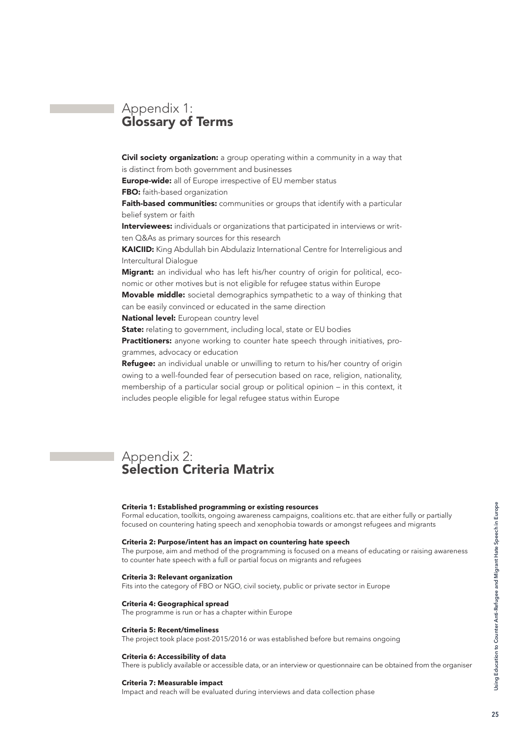## Appendix 1: **Glossary of Terms**

**Civil society organization:** a group operating within a community in a way that is distinct from both government and businesses

**Europe-wide:** all of Europe irrespective of EU member status

**FBO:** faith-based organization

**Faith-based communities:** communities or groups that identify with a particular belief system or faith

**Interviewees:** individuals or organizations that participated in interviews or written Q&As as primary sources for this research

**KAICIID:** King Abdullah bin Abdulaziz International Centre for Interreligious and Intercultural Dialogue

**Migrant:** an individual who has left his/her country of origin for political, economic or other motives but is not eligible for refugee status within Europe

**Movable middle:** societal demographics sympathetic to a way of thinking that can be easily convinced or educated in the same direction

**National level:** European country level

**State:** relating to government, including local, state or EU bodies

**Practitioners:** anyone working to counter hate speech through initiatives, programmes, advocacy or education

**Refugee:** an individual unable or unwilling to return to his/her country of origin owing to a well-founded fear of persecution based on race, religion, nationality, membership of a particular social group or political opinion – in this context, it includes people eligible for legal refugee status within Europe

## Appendix 2: **Selection Criteria Matrix**

**Criteria 1: Established programming or existing resources**
Formal education, toolkits, ongoing awareness campaigns, coalitions etc. that are either fully or partially focused on countering hating speech and xenophobia towards or amongst refugees and migrants

**Criteria 2: Purpose/intent has an impact on countering hate speech**
The purpose, aim and method of the programming is focused on a means of educating or raising awareness to counter hate speech with a full or partial focus on migrants and refugees

**Criteria 3: Relevant organization**
Fits into the category of FBO or NGO, civil society, public or private sector in Europe

**Criteria 4: Geographical spread**
The programme is run or has a chapter within Europe

**Criteria 5: Recent/timeliness**
The project took place post-2015/2016 or was established before but remains ongoing

**Criteria 6: Accessibility of data**
There is publicly available or accessible data, or an interview or questionnaire can be obtained from the organiser

**Criteria 7: Measurable impact**
Impact and reach will be evaluated during interviews and data collection phase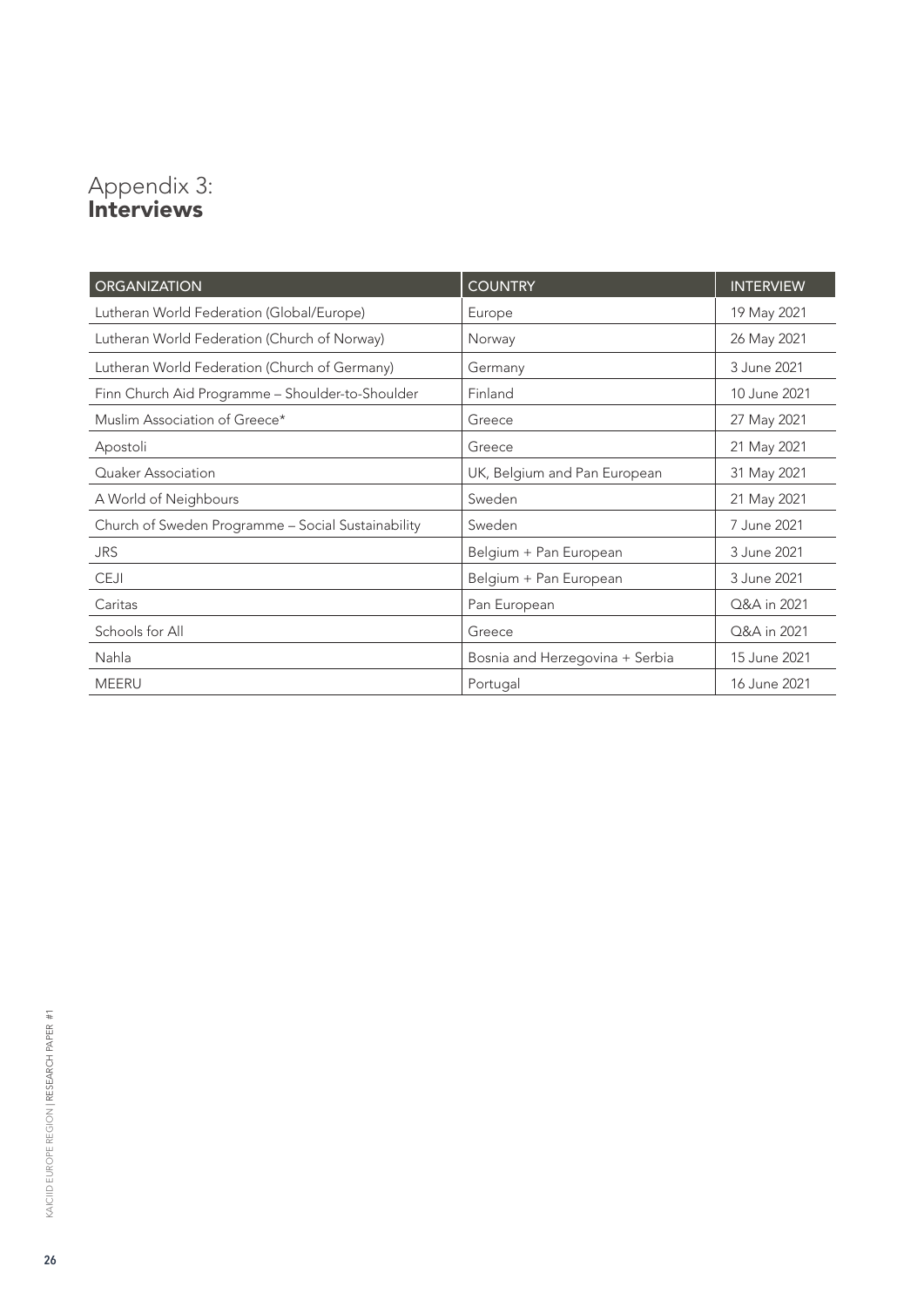# Appendix 3: **Interviews**

| ORGANIZATION | COUNTRY | INTERVIEW |
|---|---|---|
| Lutheran World Federation (Global/Europe) | Europe | 19 May 2021 |
| Lutheran World Federation (Church of Norway) | Norway | 26 May 2021 |
| Lutheran World Federation (Church of Germany) | Germany | 3 June 2021 |
| Finn Church Aid Programme – Shoulder-to-Shoulder | Finland | 10 June 2021 |
| Muslim Association of Greece* | Greece | 27 May 2021 |
| Apostoli | Greece | 21 May 2021 |
| Quaker Association | UK, Belgium and Pan European | 31 May 2021 |
| A World of Neighbours | Sweden | 21 May 2021 |
| Church of Sweden Programme – Social Sustainability | Sweden | 7 June 2021 |
| JRS | Belgium + Pan European | 3 June 2021 |
| CEJI | Belgium + Pan European | 3 June 2021 |
| Caritas | Pan European | Q&A in 2021 |
| Schools for All | Greece | Q&A in 2021 |
| Nahla | Bosnia and Herzegovina + Serbia | 15 June 2021 |
| MEERU | Portugal | 16 June 2021 |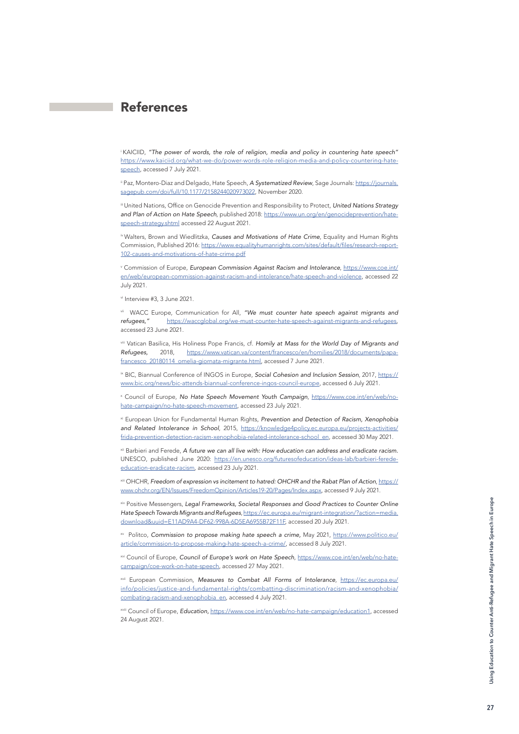## References

[i] KAICIID, *"The power of words, the role of religion, media and policy in countering hate speech"* https://www.kaiciid.org/what-we-do/power-words-role-religion-media-and-policy-countering-hate-speech, accessed 7 July 2021.

[ii] Paz, Montero-Diaz and Delgado, Hate Speech, *A Systematized Review*, Sage Journals: https://journals.sagepub.com/doi/full/10.1177/2158244020973022, November 2020.

[iii] United Nations, Office on Genocide Prevention and Responsibility to Protect, *United Nations Strategy and Plan of Action on Hate Speech*, published 2018: https://www.un.org/en/genocideprevention/hate-speech-strategy.shtml accessed 22 August 2021.

[iv] Walters, Brown and Wiedlitzka, *Causes and Motivations of Hate Crime*, Equality and Human Rights Commission, Published 2016: https://www.equalityhumanrights.com/sites/default/files/research-report-102-causes-and-motivations-of-hate-crime.pdf

[v] Commission of Europe, *European Commission Against Racism and Intolerance*, https://www.coe.int/en/web/european-commission-against-racism-and-intolerance/hate-speech-and-violence, accessed 22 July 2021.

[vi] Interview #3, 3 June 2021.

[vii] WACC Europe, Communication for All, *"We must counter hate speech against migrants and refugees,"* https://waccglobal.org/we-must-counter-hate-speech-against-migrants-and-refugees, accessed 23 June 2021.

[viii] Vatican Basilica, His Holiness Pope Francis, cf. *Homily at Mass for the World Day of Migrants and Refugees,* 2018, https://www.vatican.va/content/francesco/en/homilies/2018/documents/papa-francesco_20180114_omelia-giornata-migrante.html, accessed 7 June 2021.

[ix] BIC, Biannual Conference of INGOS in Europe, *Social Cohesion and Inclusion Session*, 2017, https://www.bic.org/news/bic-attends-biannual-conference-ingos-council-europe, accessed 6 July 2021.

[x] Council of Europe, *No Hate Speech Movement Youth Campaign*, https://www.coe.int/en/web/no-hate-campaign/no-hate-speech-movement, accessed 23 July 2021.

[xi] European Union for Fundamental Human Rights, *Prevention and Detection of Racism, Xenophobia and Related Intolerance in School*, 2015, https://knowledge4policy.ec.europa.eu/projects-activities/frida-prevention-detection-racism-xenophobia-related-intolerance-school_en, accessed 30 May 2021.

[xii] Barbieri and Ferede, *A future we can all live with: How education can address and eradicate racism.* UNESCO, published June 2020: https://en.unesco.org/futuresofeducation/ideas-lab/barbieri-ferede-education-eradicate-racism, accessed 23 July 2021.

[xiii] OHCHR, *Freedom of expression vs incitement to hatred: OHCHR and the Rabat Plan of Action*, https://www.ohchr.org/EN/Issues/FreedomOpinion/Articles19-20/Pages/Index.aspx, accessed 9 July 2021.

[xiv] Positive Messengers, *Legal Frameworks, Societal Responses and Good Practices to Counter Online Hate Speech Towards Migrants and Refugees*, https://ec.europa.eu/migrant-integration/?action=media.download&uuid=E11AD9A4-DF62-998A-6D5EA6955B72F11F, accessed 20 July 2021.

[xv] Politco, *Commission to propose making hate speech a crime*, May 2021, https://www.politico.eu/article/commission-to-propose-making-hate-speech-a-crime/, accessed 8 July 2021.

[xvi] Council of Europe, *Council of Europe's work on Hate Speech*, https://www.coe.int/en/web/no-hate-campaign/coe-work-on-hate-speech, accessed 27 May 2021.

[xvii] European Commission, *Measures to Combat All Forms of Intolerance*, https://ec.europa.eu/info/policies/justice-and-fundamental-rights/combatting-discrimination/racism-and-xenophobia/combating-racism-and-xenophobia_en, accessed 4 July 2021.

[xviii] Council of Europe, *Education*, https://www.coe.int/en/web/no-hate-campaign/education1, accessed 24 August 2021.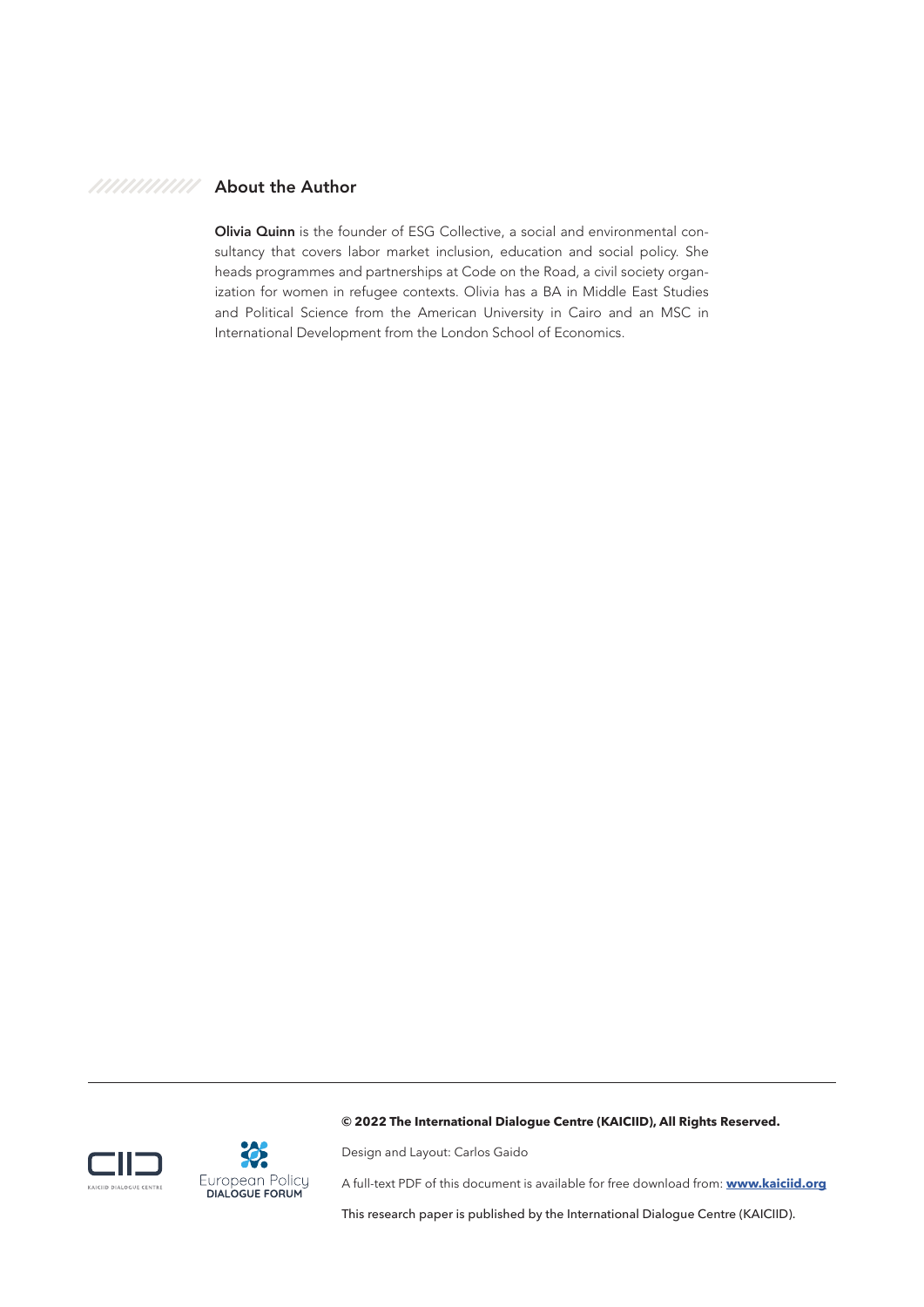## About the Author

**Olivia Quinn** is the founder of ESG Collective, a social and environmental consultancy that covers labor market inclusion, education and social policy. She heads programmes and partnerships at Code on the Road, a civil society organization for women in refugee contexts. Olivia has a BA in Middle East Studies and Political Science from the American University in Cairo and an MSC in International Development from the London School of Economics.

---

KAICIID DIALOGUE CENTRE

European Policy
DIALOGUE FORUM

**© 2022 The International Dialogue Centre (KAICIID), All Rights Reserved.**

Design and Layout: Carlos Gaido

A full-text PDF of this document is available for free download from: **www.kaiciid.org**

This research paper is published by the International Dialogue Centre (KAICIID).